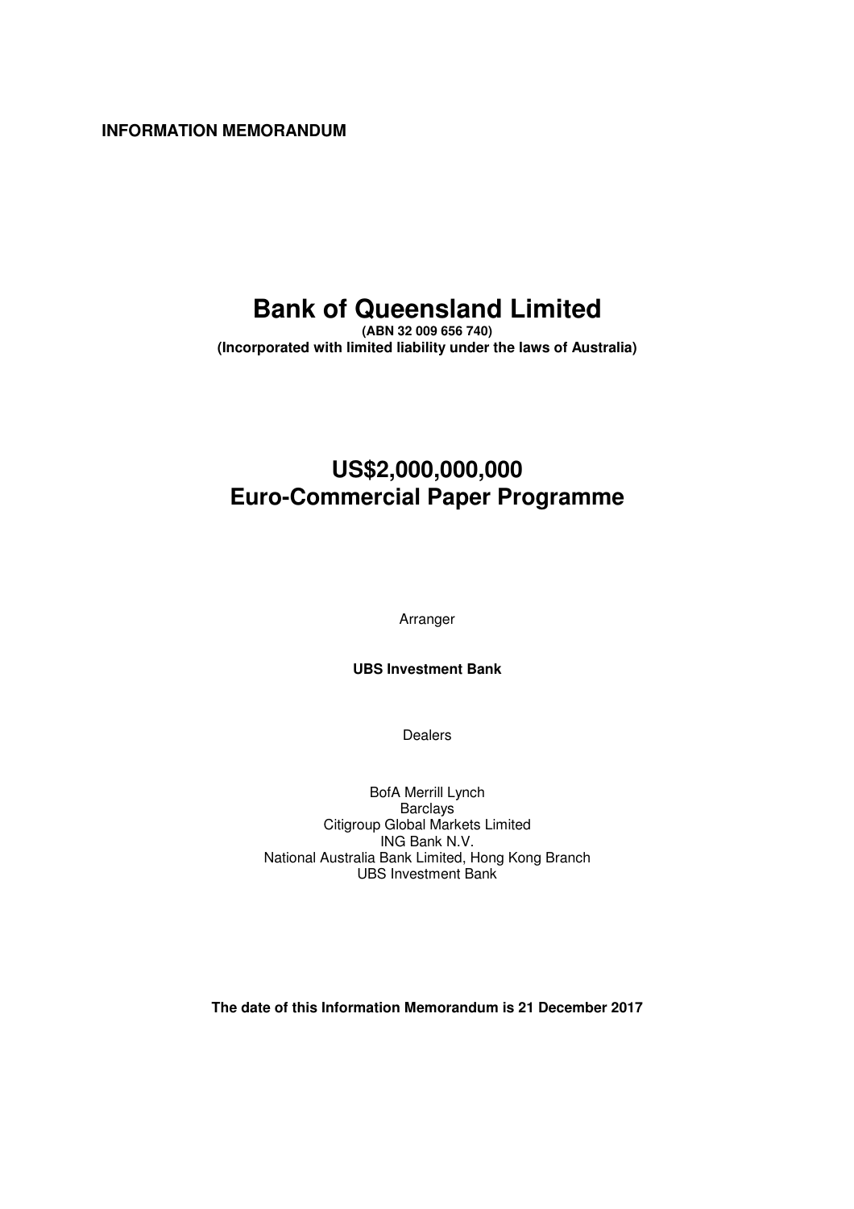**INFORMATION MEMORANDUM**

# Bank of Queensland Limited

**(ABN 32 009 656 740)**
**(Incorporated with limited liability under the laws of Australia)**

## US$2,000,000,000
## Euro-Commercial Paper Programme

Arranger

**UBS Investment Bank**

Dealers

BofA Merrill Lynch
Barclays
Citigroup Global Markets Limited
ING Bank N.V.
National Australia Bank Limited, Hong Kong Branch
UBS Investment Bank

**The date of this Information Memorandum is 21 December 2017**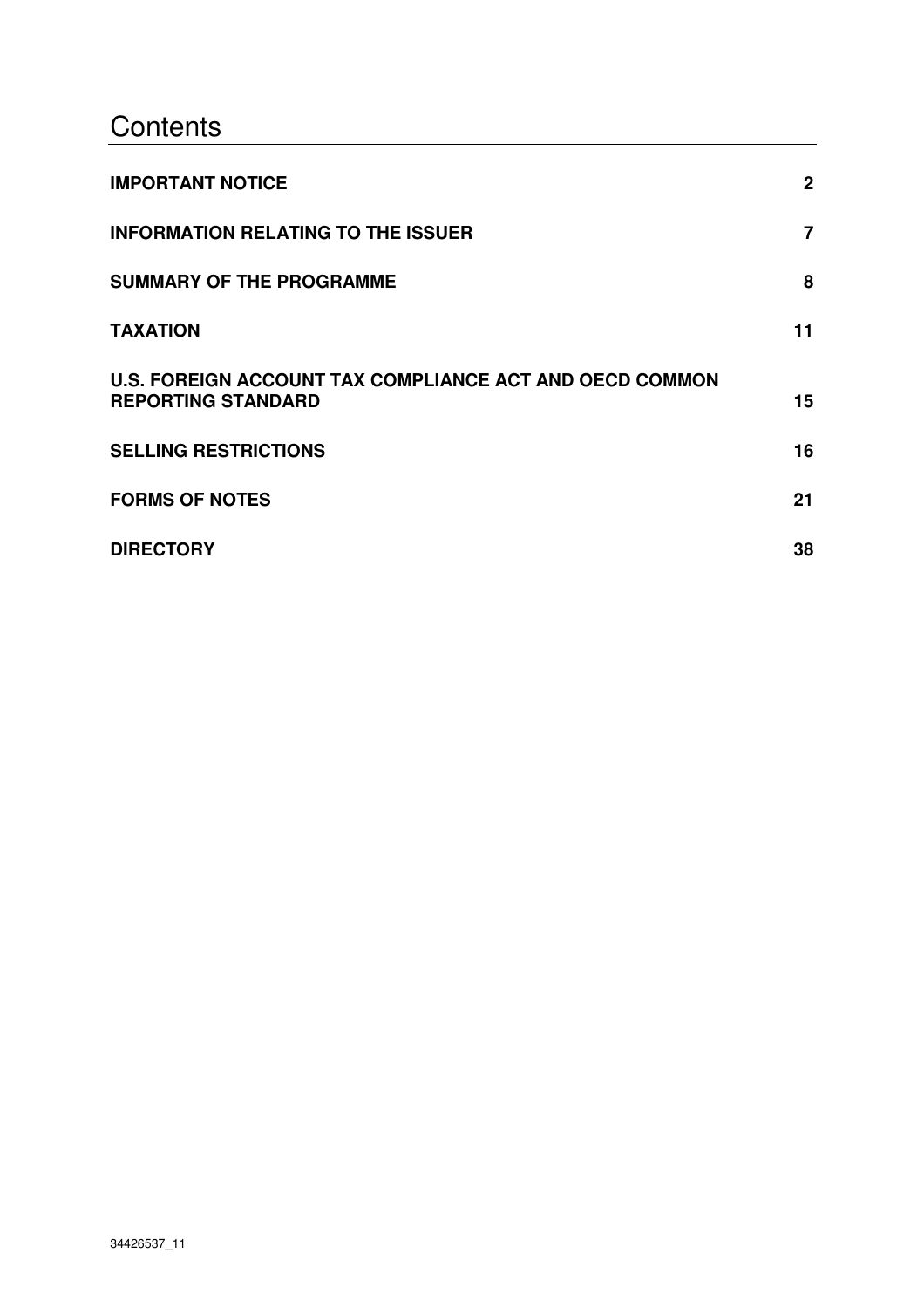# Contents

| | |
|---|---|
| **IMPORTANT NOTICE** | **2** |
| **INFORMATION RELATING TO THE ISSUER** | **7** |
| **SUMMARY OF THE PROGRAMME** | **8** |
| **TAXATION** | **11** |
| **U.S. FOREIGN ACCOUNT TAX COMPLIANCE ACT AND OECD COMMON REPORTING STANDARD** | **15** |
| **SELLING RESTRICTIONS** | **16** |
| **FORMS OF NOTES** | **21** |
| **DIRECTORY** | **38** |

34426537_11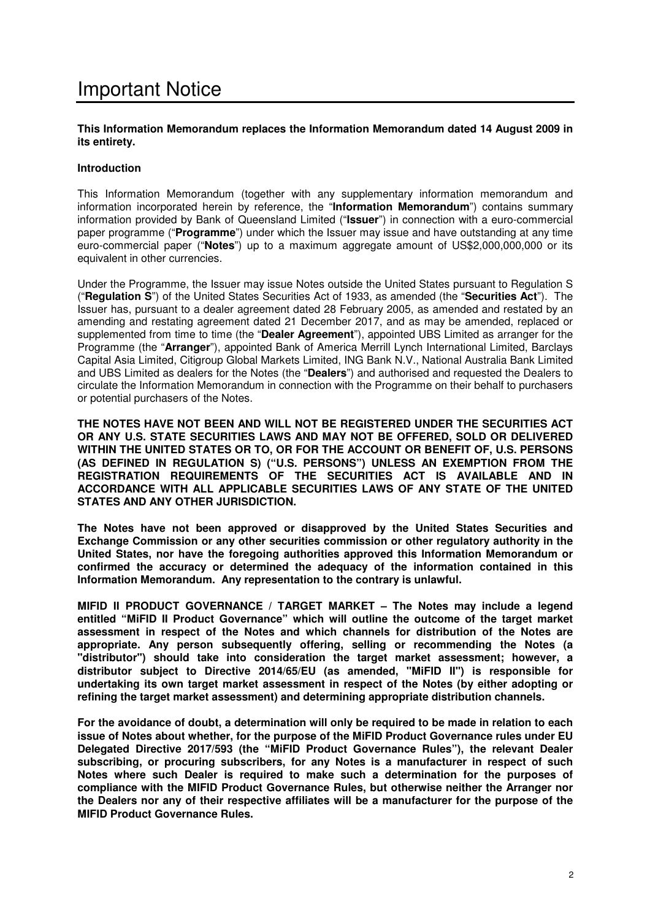# Important Notice

**This Information Memorandum replaces the Information Memorandum dated 14 August 2009 in its entirety.**

**Introduction**

This Information Memorandum (together with any supplementary information memorandum and information incorporated herein by reference, the "**Information Memorandum**") contains summary information provided by Bank of Queensland Limited ("**Issuer**") in connection with a euro-commercial paper programme ("**Programme**") under which the Issuer may issue and have outstanding at any time euro-commercial paper ("**Notes**") up to a maximum aggregate amount of US$2,000,000,000 or its equivalent in other currencies.

Under the Programme, the Issuer may issue Notes outside the United States pursuant to Regulation S ("**Regulation S**") of the United States Securities Act of 1933, as amended (the "**Securities Act**"). The Issuer has, pursuant to a dealer agreement dated 28 February 2005, as amended and restated by an amending and restating agreement dated 21 December 2017, and as may be amended, replaced or supplemented from time to time (the "**Dealer Agreement**"), appointed UBS Limited as arranger for the Programme (the "**Arranger**"), appointed Bank of America Merrill Lynch International Limited, Barclays Capital Asia Limited, Citigroup Global Markets Limited, ING Bank N.V., National Australia Bank Limited and UBS Limited as dealers for the Notes (the "**Dealers**") and authorised and requested the Dealers to circulate the Information Memorandum in connection with the Programme on their behalf to purchasers or potential purchasers of the Notes.

**THE NOTES HAVE NOT BEEN AND WILL NOT BE REGISTERED UNDER THE SECURITIES ACT OR ANY U.S. STATE SECURITIES LAWS AND MAY NOT BE OFFERED, SOLD OR DELIVERED WITHIN THE UNITED STATES OR TO, OR FOR THE ACCOUNT OR BENEFIT OF, U.S. PERSONS (AS DEFINED IN REGULATION S) ("U.S. PERSONS") UNLESS AN EXEMPTION FROM THE REGISTRATION REQUIREMENTS OF THE SECURITIES ACT IS AVAILABLE AND IN ACCORDANCE WITH ALL APPLICABLE SECURITIES LAWS OF ANY STATE OF THE UNITED STATES AND ANY OTHER JURISDICTION.**

**The Notes have not been approved or disapproved by the United States Securities and Exchange Commission or any other securities commission or other regulatory authority in the United States, nor have the foregoing authorities approved this Information Memorandum or confirmed the accuracy or determined the adequacy of the information contained in this Information Memorandum. Any representation to the contrary is unlawful.**

**MIFID II PRODUCT GOVERNANCE / TARGET MARKET – The Notes may include a legend entitled "MiFID II Product Governance" which will outline the outcome of the target market assessment in respect of the Notes and which channels for distribution of the Notes are appropriate. Any person subsequently offering, selling or recommending the Notes (a "distributor") should take into consideration the target market assessment; however, a distributor subject to Directive 2014/65/EU (as amended, "MiFID II") is responsible for undertaking its own target market assessment in respect of the Notes (by either adopting or refining the target market assessment) and determining appropriate distribution channels.**

**For the avoidance of doubt, a determination will only be required to be made in relation to each issue of Notes about whether, for the purpose of the MiFID Product Governance rules under EU Delegated Directive 2017/593 (the "MiFID Product Governance Rules"), the relevant Dealer subscribing, or procuring subscribers, for any Notes is a manufacturer in respect of such Notes where such Dealer is required to make such a determination for the purposes of compliance with the MIFID Product Governance Rules, but otherwise neither the Arranger nor the Dealers nor any of their respective affiliates will be a manufacturer for the purpose of the MIFID Product Governance Rules.**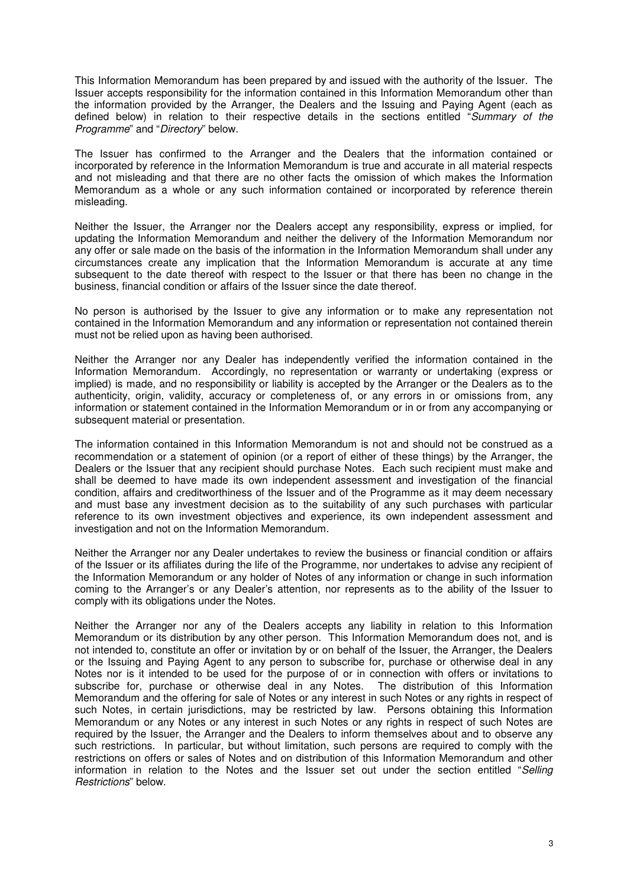This Information Memorandum has been prepared by and issued with the authority of the Issuer. The Issuer accepts responsibility for the information contained in this Information Memorandum other than the information provided by the Arranger, the Dealers and the Issuing and Paying Agent (each as defined below) in relation to their respective details in the sections entitled "*Summary of the Programme*" and "*Directory*" below.

The Issuer has confirmed to the Arranger and the Dealers that the information contained or incorporated by reference in the Information Memorandum is true and accurate in all material respects and not misleading and that there are no other facts the omission of which makes the Information Memorandum as a whole or any such information contained or incorporated by reference therein misleading.

Neither the Issuer, the Arranger nor the Dealers accept any responsibility, express or implied, for updating the Information Memorandum and neither the delivery of the Information Memorandum nor any offer or sale made on the basis of the information in the Information Memorandum shall under any circumstances create any implication that the Information Memorandum is accurate at any time subsequent to the date thereof with respect to the Issuer or that there has been no change in the business, financial condition or affairs of the Issuer since the date thereof.

No person is authorised by the Issuer to give any information or to make any representation not contained in the Information Memorandum and any information or representation not contained therein must not be relied upon as having been authorised.

Neither the Arranger nor any Dealer has independently verified the information contained in the Information Memorandum. Accordingly, no representation or warranty or undertaking (express or implied) is made, and no responsibility or liability is accepted by the Arranger or the Dealers as to the authenticity, origin, validity, accuracy or completeness of, or any errors in or omissions from, any information or statement contained in the Information Memorandum or in or from any accompanying or subsequent material or presentation.

The information contained in this Information Memorandum is not and should not be construed as a recommendation or a statement of opinion (or a report of either of these things) by the Arranger, the Dealers or the Issuer that any recipient should purchase Notes. Each such recipient must make and shall be deemed to have made its own independent assessment and investigation of the financial condition, affairs and creditworthiness of the Issuer and of the Programme as it may deem necessary and must base any investment decision as to the suitability of any such purchases with particular reference to its own investment objectives and experience, its own independent assessment and investigation and not on the Information Memorandum.

Neither the Arranger nor any Dealer undertakes to review the business or financial condition or affairs of the Issuer or its affiliates during the life of the Programme, nor undertakes to advise any recipient of the Information Memorandum or any holder of Notes of any information or change in such information coming to the Arranger's or any Dealer's attention, nor represents as to the ability of the Issuer to comply with its obligations under the Notes.

Neither the Arranger nor any of the Dealers accepts any liability in relation to this Information Memorandum or its distribution by any other person. This Information Memorandum does not, and is not intended to, constitute an offer or invitation by or on behalf of the Issuer, the Arranger, the Dealers or the Issuing and Paying Agent to any person to subscribe for, purchase or otherwise deal in any Notes nor is it intended to be used for the purpose of or in connection with offers or invitations to subscribe for, purchase or otherwise deal in any Notes. The distribution of this Information Memorandum and the offering for sale of Notes or any interest in such Notes or any rights in respect of such Notes, in certain jurisdictions, may be restricted by law. Persons obtaining this Information Memorandum or any Notes or any interest in such Notes or any rights in respect of such Notes are required by the Issuer, the Arranger and the Dealers to inform themselves about and to observe any such restrictions. In particular, but without limitation, such persons are required to comply with the restrictions on offers or sales of Notes and on distribution of this Information Memorandum and other information in relation to the Notes and the Issuer set out under the section entitled "*Selling Restrictions*" below.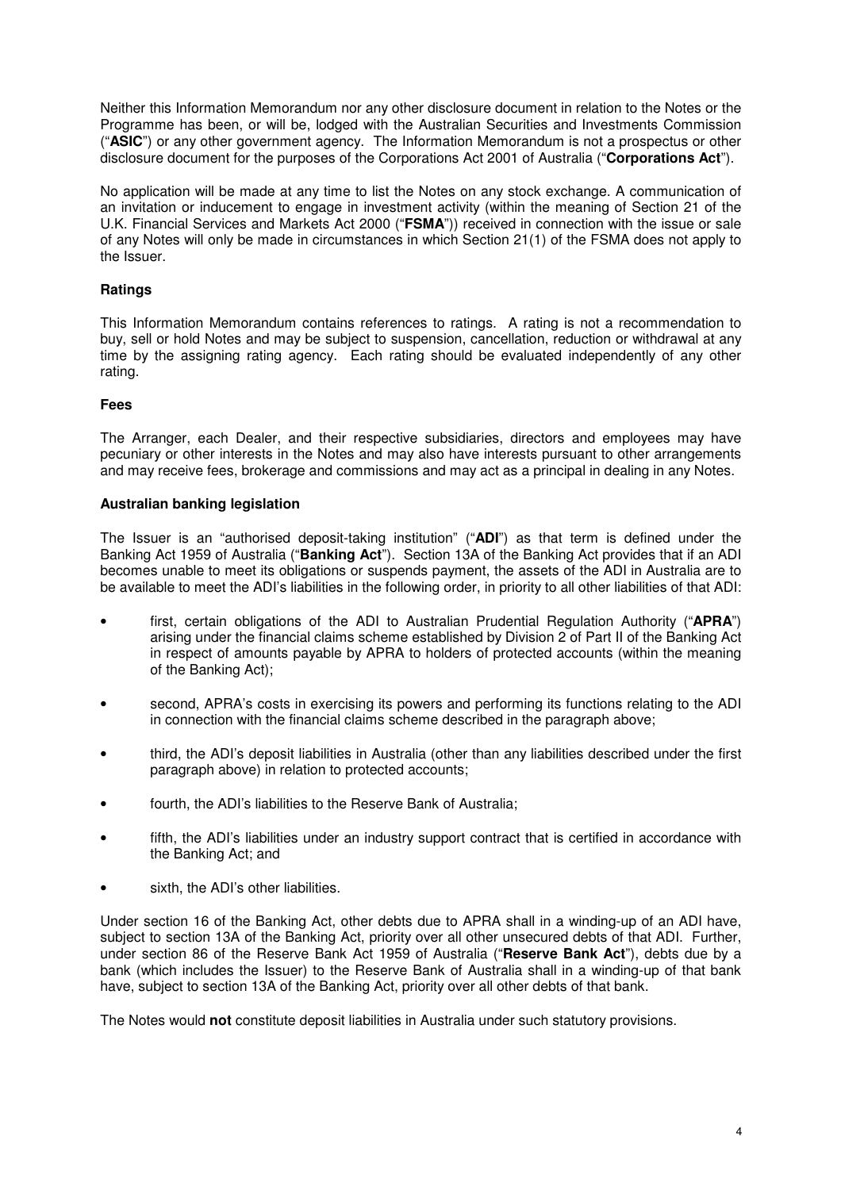Neither this Information Memorandum nor any other disclosure document in relation to the Notes or the Programme has been, or will be, lodged with the Australian Securities and Investments Commission ("**ASIC**") or any other government agency. The Information Memorandum is not a prospectus or other disclosure document for the purposes of the Corporations Act 2001 of Australia ("**Corporations Act**").

No application will be made at any time to list the Notes on any stock exchange. A communication of an invitation or inducement to engage in investment activity (within the meaning of Section 21 of the U.K. Financial Services and Markets Act 2000 ("**FSMA**")) received in connection with the issue or sale of any Notes will only be made in circumstances in which Section 21(1) of the FSMA does not apply to the Issuer.

### Ratings

This Information Memorandum contains references to ratings. A rating is not a recommendation to buy, sell or hold Notes and may be subject to suspension, cancellation, reduction or withdrawal at any time by the assigning rating agency. Each rating should be evaluated independently of any other rating.

### Fees

The Arranger, each Dealer, and their respective subsidiaries, directors and employees may have pecuniary or other interests in the Notes and may also have interests pursuant to other arrangements and may receive fees, brokerage and commissions and may act as a principal in dealing in any Notes.

### Australian banking legislation

The Issuer is an "authorised deposit-taking institution" ("**ADI**") as that term is defined under the Banking Act 1959 of Australia ("**Banking Act**"). Section 13A of the Banking Act provides that if an ADI becomes unable to meet its obligations or suspends payment, the assets of the ADI in Australia are to be available to meet the ADI's liabilities in the following order, in priority to all other liabilities of that ADI:

- first, certain obligations of the ADI to Australian Prudential Regulation Authority ("**APRA**") arising under the financial claims scheme established by Division 2 of Part II of the Banking Act in respect of amounts payable by APRA to holders of protected accounts (within the meaning of the Banking Act);
- second, APRA's costs in exercising its powers and performing its functions relating to the ADI in connection with the financial claims scheme described in the paragraph above;
- third, the ADI's deposit liabilities in Australia (other than any liabilities described under the first paragraph above) in relation to protected accounts;
- fourth, the ADI's liabilities to the Reserve Bank of Australia;
- fifth, the ADI's liabilities under an industry support contract that is certified in accordance with the Banking Act; and
- sixth, the ADI's other liabilities.

Under section 16 of the Banking Act, other debts due to APRA shall in a winding-up of an ADI have, subject to section 13A of the Banking Act, priority over all other unsecured debts of that ADI. Further, under section 86 of the Reserve Bank Act 1959 of Australia ("**Reserve Bank Act**"), debts due by a bank (which includes the Issuer) to the Reserve Bank of Australia shall in a winding-up of that bank have, subject to section 13A of the Banking Act, priority over all other debts of that bank.

The Notes would **not** constitute deposit liabilities in Australia under such statutory provisions.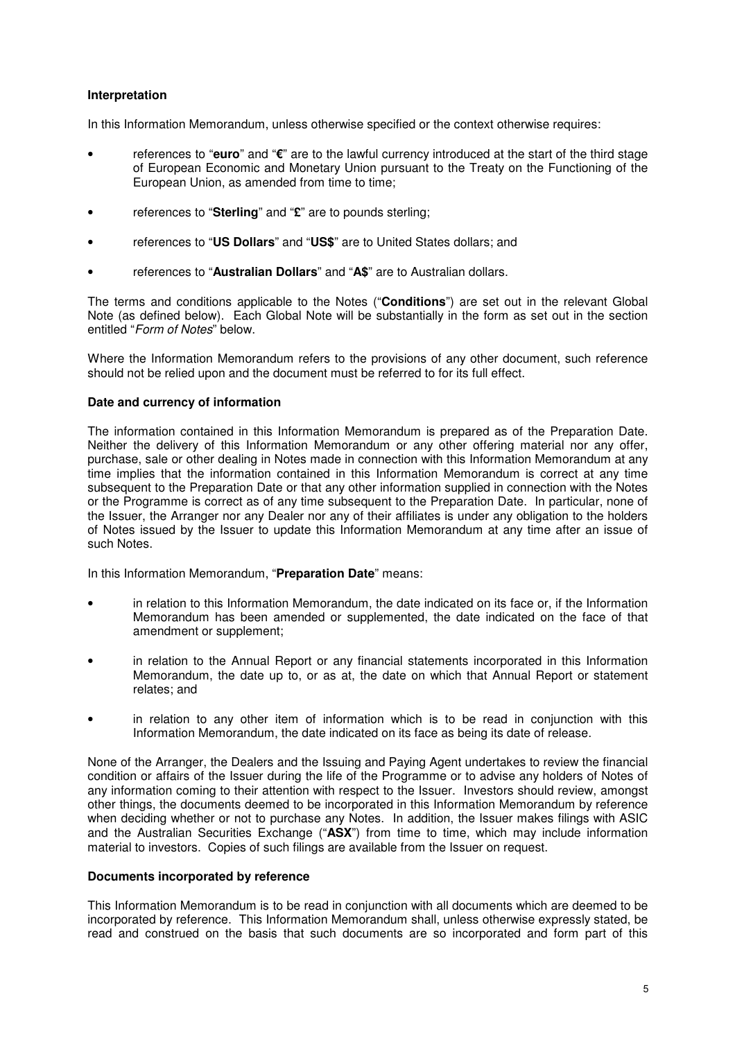### Interpretation

In this Information Memorandum, unless otherwise specified or the context otherwise requires:

- references to "**euro**" and "**€**" are to the lawful currency introduced at the start of the third stage of European Economic and Monetary Union pursuant to the Treaty on the Functioning of the European Union, as amended from time to time;
- references to "**Sterling**" and "**£**" are to pounds sterling;
- references to "**US Dollars**" and "**US$**" are to United States dollars; and
- references to "**Australian Dollars**" and "**A$**" are to Australian dollars.

The terms and conditions applicable to the Notes ("**Conditions**") are set out in the relevant Global Note (as defined below). Each Global Note will be substantially in the form as set out in the section entitled "*Form of Notes*" below.

Where the Information Memorandum refers to the provisions of any other document, such reference should not be relied upon and the document must be referred to for its full effect.

### Date and currency of information

The information contained in this Information Memorandum is prepared as of the Preparation Date. Neither the delivery of this Information Memorandum or any other offering material nor any offer, purchase, sale or other dealing in Notes made in connection with this Information Memorandum at any time implies that the information contained in this Information Memorandum is correct at any time subsequent to the Preparation Date or that any other information supplied in connection with the Notes or the Programme is correct as of any time subsequent to the Preparation Date. In particular, none of the Issuer, the Arranger nor any Dealer nor any of their affiliates is under any obligation to the holders of Notes issued by the Issuer to update this Information Memorandum at any time after an issue of such Notes.

In this Information Memorandum, "**Preparation Date**" means:

- in relation to this Information Memorandum, the date indicated on its face or, if the Information Memorandum has been amended or supplemented, the date indicated on the face of that amendment or supplement;
- in relation to the Annual Report or any financial statements incorporated in this Information Memorandum, the date up to, or as at, the date on which that Annual Report or statement relates; and
- in relation to any other item of information which is to be read in conjunction with this Information Memorandum, the date indicated on its face as being its date of release.

None of the Arranger, the Dealers and the Issuing and Paying Agent undertakes to review the financial condition or affairs of the Issuer during the life of the Programme or to advise any holders of Notes of any information coming to their attention with respect to the Issuer. Investors should review, amongst other things, the documents deemed to be incorporated in this Information Memorandum by reference when deciding whether or not to purchase any Notes. In addition, the Issuer makes filings with ASIC and the Australian Securities Exchange ("**ASX**") from time to time, which may include information material to investors. Copies of such filings are available from the Issuer on request.

### Documents incorporated by reference

This Information Memorandum is to be read in conjunction with all documents which are deemed to be incorporated by reference. This Information Memorandum shall, unless otherwise expressly stated, be read and construed on the basis that such documents are so incorporated and form part of this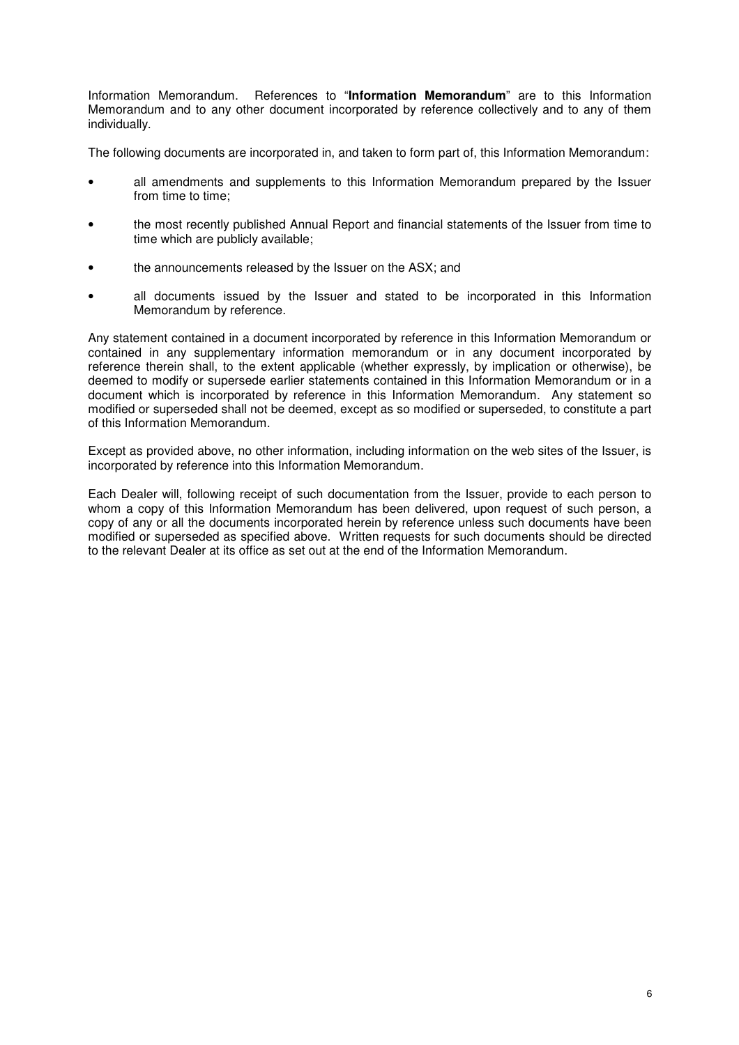Information Memorandum. References to "**Information Memorandum**" are to this Information Memorandum and to any other document incorporated by reference collectively and to any of them individually.

The following documents are incorporated in, and taken to form part of, this Information Memorandum:

- all amendments and supplements to this Information Memorandum prepared by the Issuer from time to time;
- the most recently published Annual Report and financial statements of the Issuer from time to time which are publicly available;
- the announcements released by the Issuer on the ASX; and
- all documents issued by the Issuer and stated to be incorporated in this Information Memorandum by reference.

Any statement contained in a document incorporated by reference in this Information Memorandum or contained in any supplementary information memorandum or in any document incorporated by reference therein shall, to the extent applicable (whether expressly, by implication or otherwise), be deemed to modify or supersede earlier statements contained in this Information Memorandum or in a document which is incorporated by reference in this Information Memorandum. Any statement so modified or superseded shall not be deemed, except as so modified or superseded, to constitute a part of this Information Memorandum.

Except as provided above, no other information, including information on the web sites of the Issuer, is incorporated by reference into this Information Memorandum.

Each Dealer will, following receipt of such documentation from the Issuer, provide to each person to whom a copy of this Information Memorandum has been delivered, upon request of such person, a copy of any or all the documents incorporated herein by reference unless such documents have been modified or superseded as specified above. Written requests for such documents should be directed to the relevant Dealer at its office as set out at the end of the Information Memorandum.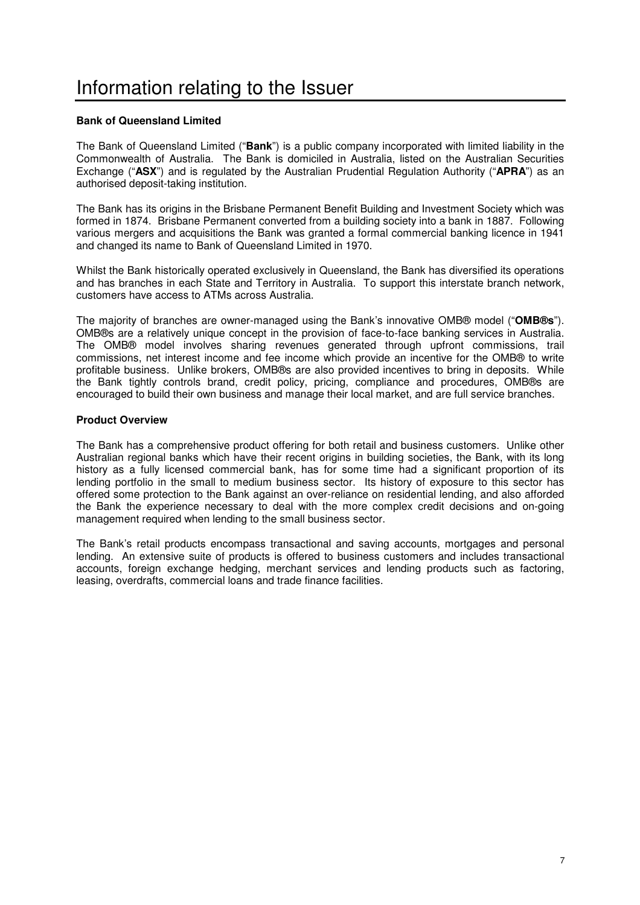# Information relating to the Issuer

### Bank of Queensland Limited

The Bank of Queensland Limited ("**Bank**") is a public company incorporated with limited liability in the Commonwealth of Australia. The Bank is domiciled in Australia, listed on the Australian Securities Exchange ("**ASX**") and is regulated by the Australian Prudential Regulation Authority ("**APRA**") as an authorised deposit-taking institution.

The Bank has its origins in the Brisbane Permanent Benefit Building and Investment Society which was formed in 1874. Brisbane Permanent converted from a building society into a bank in 1887. Following various mergers and acquisitions the Bank was granted a formal commercial banking licence in 1941 and changed its name to Bank of Queensland Limited in 1970.

Whilst the Bank historically operated exclusively in Queensland, the Bank has diversified its operations and has branches in each State and Territory in Australia. To support this interstate branch network, customers have access to ATMs across Australia.

The majority of branches are owner-managed using the Bank's innovative OMB® model ("**OMB®s**"). OMB®s are a relatively unique concept in the provision of face-to-face banking services in Australia. The OMB® model involves sharing revenues generated through upfront commissions, trail commissions, net interest income and fee income which provide an incentive for the OMB® to write profitable business. Unlike brokers, OMB®s are also provided incentives to bring in deposits. While the Bank tightly controls brand, credit policy, pricing, compliance and procedures, OMB®s are encouraged to build their own business and manage their local market, and are full service branches.

### Product Overview

The Bank has a comprehensive product offering for both retail and business customers. Unlike other Australian regional banks which have their recent origins in building societies, the Bank, with its long history as a fully licensed commercial bank, has for some time had a significant proportion of its lending portfolio in the small to medium business sector. Its history of exposure to this sector has offered some protection to the Bank against an over-reliance on residential lending, and also afforded the Bank the experience necessary to deal with the more complex credit decisions and on-going management required when lending to the small business sector.

The Bank's retail products encompass transactional and saving accounts, mortgages and personal lending. An extensive suite of products is offered to business customers and includes transactional accounts, foreign exchange hedging, merchant services and lending products such as factoring, leasing, overdrafts, commercial loans and trade finance facilities.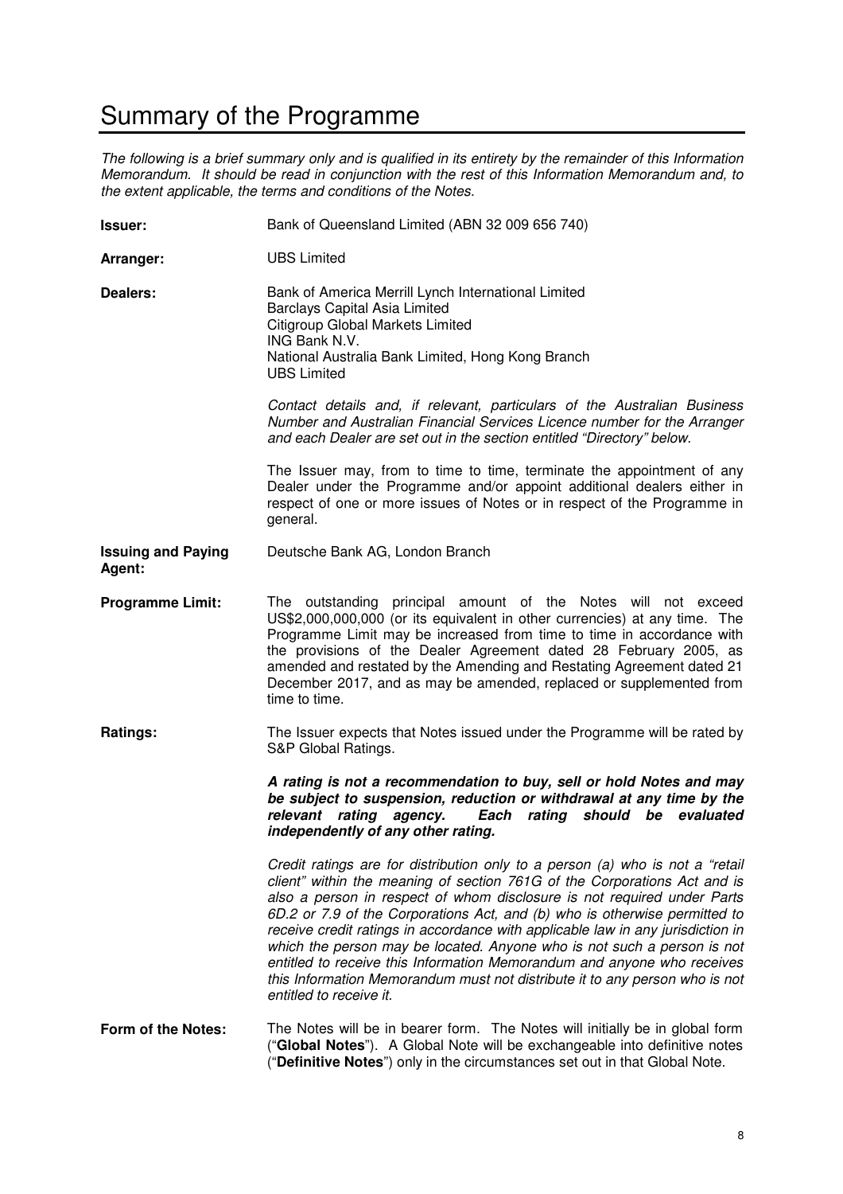# Summary of the Programme

*The following is a brief summary only and is qualified in its entirety by the remainder of this Information Memorandum. It should be read in conjunction with the rest of this Information Memorandum and, to the extent applicable, the terms and conditions of the Notes.*

**Issuer:** Bank of Queensland Limited (ABN 32 009 656 740)

**Arranger:** UBS Limited

**Dealers:**
Bank of America Merrill Lynch International Limited
Barclays Capital Asia Limited
Citigroup Global Markets Limited
ING Bank N.V.
National Australia Bank Limited, Hong Kong Branch
UBS Limited

*Contact details and, if relevant, particulars of the Australian Business Number and Australian Financial Services Licence number for the Arranger and each Dealer are set out in the section entitled "Directory" below.*

The Issuer may, from to time to time, terminate the appointment of any Dealer under the Programme and/or appoint additional dealers either in respect of one or more issues of Notes or in respect of the Programme in general.

**Issuing and Paying Agent:** Deutsche Bank AG, London Branch

**Programme Limit:** The outstanding principal amount of the Notes will not exceed US$2,000,000,000 (or its equivalent in other currencies) at any time. The Programme Limit may be increased from time to time in accordance with the provisions of the Dealer Agreement dated 28 February 2005, as amended and restated by the Amending and Restating Agreement dated 21 December 2017, and as may be amended, replaced or supplemented from time to time.

**Ratings:** The Issuer expects that Notes issued under the Programme will be rated by S&P Global Ratings.

***A rating is not a recommendation to buy, sell or hold Notes and may be subject to suspension, reduction or withdrawal at any time by the relevant rating agency. Each rating should be evaluated independently of any other rating.***

*Credit ratings are for distribution only to a person (a) who is not a "retail client" within the meaning of section 761G of the Corporations Act and is also a person in respect of whom disclosure is not required under Parts 6D.2 or 7.9 of the Corporations Act, and (b) who is otherwise permitted to receive credit ratings in accordance with applicable law in any jurisdiction in which the person may be located. Anyone who is not such a person is not entitled to receive this Information Memorandum and anyone who receives this Information Memorandum must not distribute it to any person who is not entitled to receive it.*

**Form of the Notes:** The Notes will be in bearer form. The Notes will initially be in global form ("**Global Notes**"). A Global Note will be exchangeable into definitive notes ("**Definitive Notes**") only in the circumstances set out in that Global Note.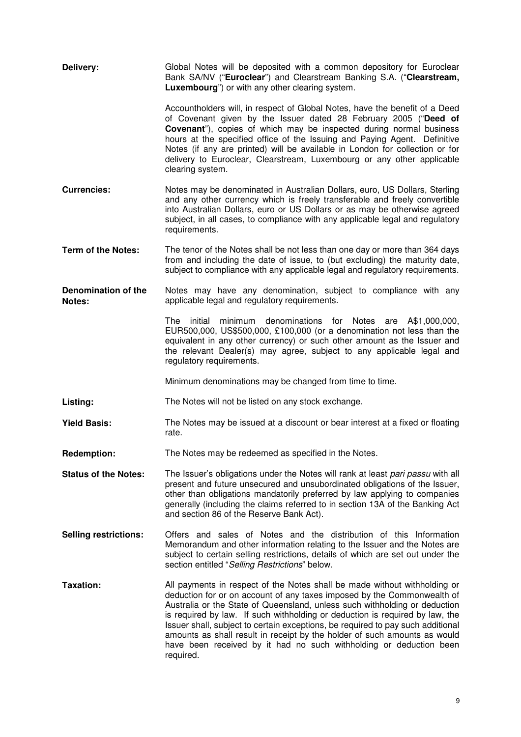**Delivery:** Global Notes will be deposited with a common depository for Euroclear Bank SA/NV ("**Euroclear**") and Clearstream Banking S.A. ("**Clearstream, Luxembourg**") or with any other clearing system.

Accountholders will, in respect of Global Notes, have the benefit of a Deed of Covenant given by the Issuer dated 28 February 2005 ("**Deed of Covenant**"), copies of which may be inspected during normal business hours at the specified office of the Issuing and Paying Agent. Definitive Notes (if any are printed) will be available in London for collection or for delivery to Euroclear, Clearstream, Luxembourg or any other applicable clearing system.

**Currencies:** Notes may be denominated in Australian Dollars, euro, US Dollars, Sterling and any other currency which is freely transferable and freely convertible into Australian Dollars, euro or US Dollars or as may be otherwise agreed subject, in all cases, to compliance with any applicable legal and regulatory requirements.

**Term of the Notes:** The tenor of the Notes shall be not less than one day or more than 364 days from and including the date of issue, to (but excluding) the maturity date, subject to compliance with any applicable legal and regulatory requirements.

**Denomination of the Notes:** Notes may have any denomination, subject to compliance with any applicable legal and regulatory requirements.

The initial minimum denominations for Notes are A$1,000,000, EUR500,000, US$500,000, £100,000 (or a denomination not less than the equivalent in any other currency) or such other amount as the Issuer and the relevant Dealer(s) may agree, subject to any applicable legal and regulatory requirements.

Minimum denominations may be changed from time to time.

**Listing:** The Notes will not be listed on any stock exchange.

**Yield Basis:** The Notes may be issued at a discount or bear interest at a fixed or floating rate.

**Redemption:** The Notes may be redeemed as specified in the Notes.

**Status of the Notes:** The Issuer's obligations under the Notes will rank at least *pari passu* with all present and future unsecured and unsubordinated obligations of the Issuer, other than obligations mandatorily preferred by law applying to companies generally (including the claims referred to in section 13A of the Banking Act and section 86 of the Reserve Bank Act).

**Selling restrictions:** Offers and sales of Notes and the distribution of this Information Memorandum and other information relating to the Issuer and the Notes are subject to certain selling restrictions, details of which are set out under the section entitled "*Selling Restrictions*" below.

**Taxation:** All payments in respect of the Notes shall be made without withholding or deduction for or on account of any taxes imposed by the Commonwealth of Australia or the State of Queensland, unless such withholding or deduction is required by law. If such withholding or deduction is required by law, the Issuer shall, subject to certain exceptions, be required to pay such additional amounts as shall result in receipt by the holder of such amounts as would have been received by it had no such withholding or deduction been required.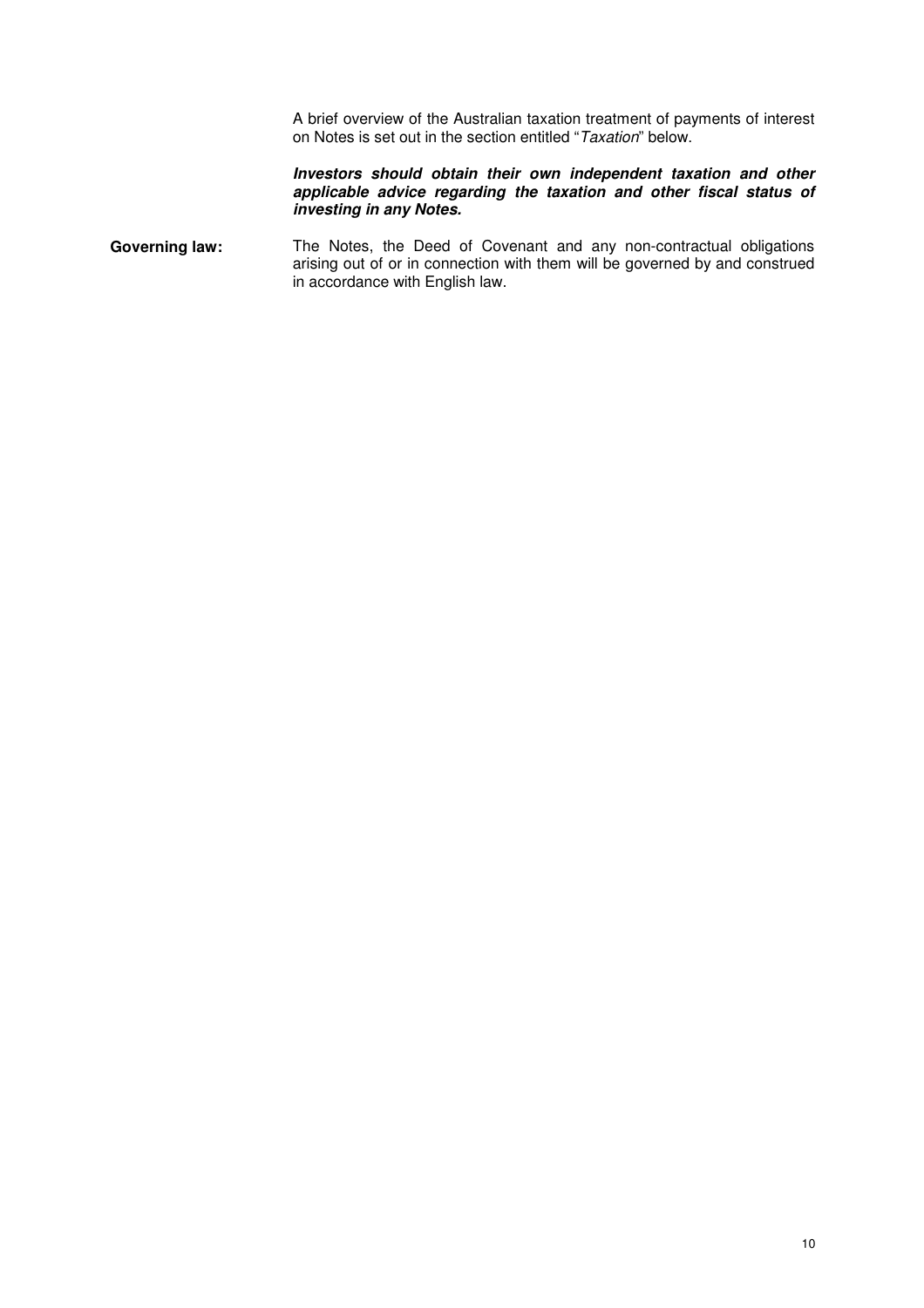A brief overview of the Australian taxation treatment of payments of interest on Notes is set out in the section entitled "*Taxation*" below.

***Investors should obtain their own independent taxation and other applicable advice regarding the taxation and other fiscal status of investing in any Notes.***

**Governing law:** The Notes, the Deed of Covenant and any non-contractual obligations arising out of or in connection with them will be governed by and construed in accordance with English law.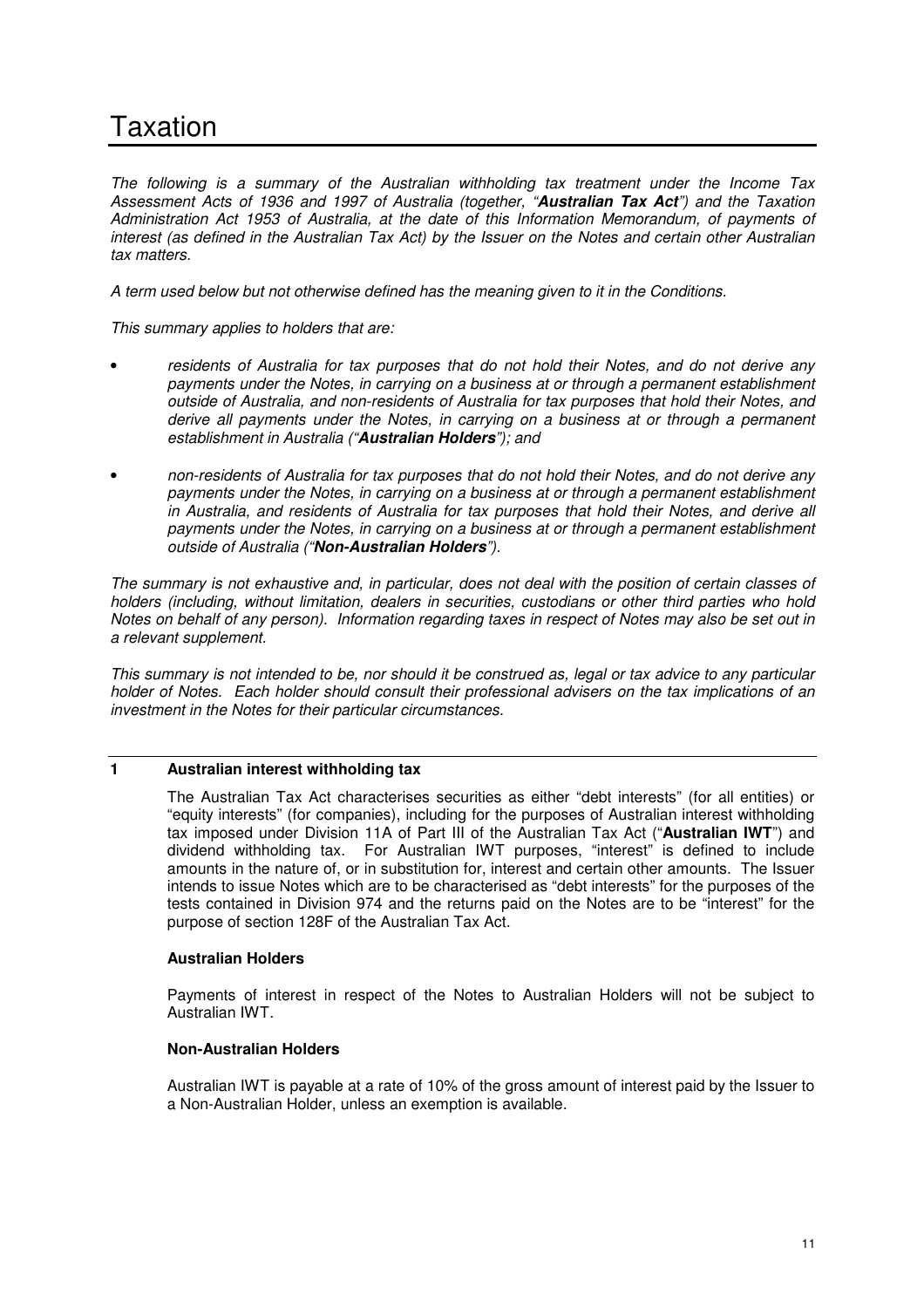# Taxation

*The following is a summary of the Australian withholding tax treatment under the Income Tax Assessment Acts of 1936 and 1997 of Australia (together, "**Australian Tax Act**") and the Taxation Administration Act 1953 of Australia, at the date of this Information Memorandum, of payments of interest (as defined in the Australian Tax Act) by the Issuer on the Notes and certain other Australian tax matters.*

*A term used below but not otherwise defined has the meaning given to it in the Conditions.*

*This summary applies to holders that are:*

- *residents of Australia for tax purposes that do not hold their Notes, and do not derive any payments under the Notes, in carrying on a business at or through a permanent establishment outside of Australia, and non-residents of Australia for tax purposes that hold their Notes, and derive all payments under the Notes, in carrying on a business at or through a permanent establishment in Australia ("**Australian Holders**"); and*
- *non-residents of Australia for tax purposes that do not hold their Notes, and do not derive any payments under the Notes, in carrying on a business at or through a permanent establishment in Australia, and residents of Australia for tax purposes that hold their Notes, and derive all payments under the Notes, in carrying on a business at or through a permanent establishment outside of Australia ("**Non-Australian Holders**").*

*The summary is not exhaustive and, in particular, does not deal with the position of certain classes of holders (including, without limitation, dealers in securities, custodians or other third parties who hold Notes on behalf of any person). Information regarding taxes in respect of Notes may also be set out in a relevant supplement.*

*This summary is not intended to be, nor should it be construed as, legal or tax advice to any particular holder of Notes. Each holder should consult their professional advisers on the tax implications of an investment in the Notes for their particular circumstances.*

## 1 Australian interest withholding tax

The Australian Tax Act characterises securities as either "debt interests" (for all entities) or "equity interests" (for companies), including for the purposes of Australian interest withholding tax imposed under Division 11A of Part III of the Australian Tax Act ("**Australian IWT**") and dividend withholding tax. For Australian IWT purposes, "interest" is defined to include amounts in the nature of, or in substitution for, interest and certain other amounts. The Issuer intends to issue Notes which are to be characterised as "debt interests" for the purposes of the tests contained in Division 974 and the returns paid on the Notes are to be "interest" for the purpose of section 128F of the Australian Tax Act.

**Australian Holders**

Payments of interest in respect of the Notes to Australian Holders will not be subject to Australian IWT.

**Non-Australian Holders**

Australian IWT is payable at a rate of 10% of the gross amount of interest paid by the Issuer to a Non-Australian Holder, unless an exemption is available.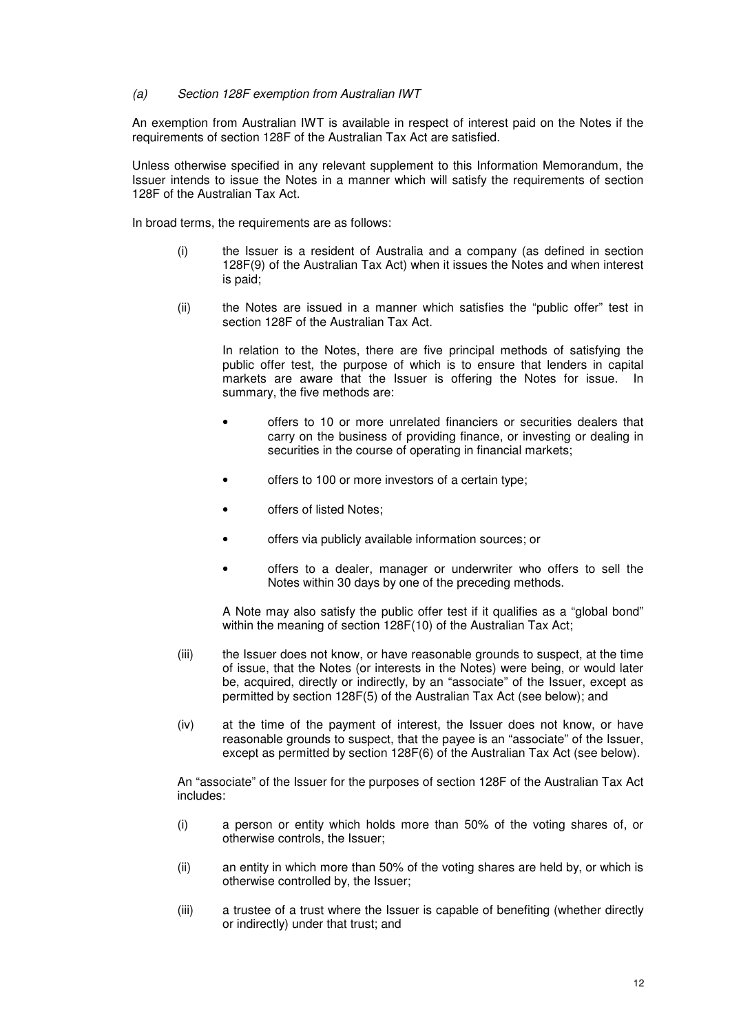*(a) Section 128F exemption from Australian IWT*

An exemption from Australian IWT is available in respect of interest paid on the Notes if the requirements of section 128F of the Australian Tax Act are satisfied.

Unless otherwise specified in any relevant supplement to this Information Memorandum, the Issuer intends to issue the Notes in a manner which will satisfy the requirements of section 128F of the Australian Tax Act.

In broad terms, the requirements are as follows:

(i) the Issuer is a resident of Australia and a company (as defined in section 128F(9) of the Australian Tax Act) when it issues the Notes and when interest is paid;

(ii) the Notes are issued in a manner which satisfies the "public offer" test in section 128F of the Australian Tax Act.

In relation to the Notes, there are five principal methods of satisfying the public offer test, the purpose of which is to ensure that lenders in capital markets are aware that the Issuer is offering the Notes for issue. In summary, the five methods are:

- offers to 10 or more unrelated financiers or securities dealers that carry on the business of providing finance, or investing or dealing in securities in the course of operating in financial markets;
- offers to 100 or more investors of a certain type;
- offers of listed Notes;
- offers via publicly available information sources; or
- offers to a dealer, manager or underwriter who offers to sell the Notes within 30 days by one of the preceding methods.

A Note may also satisfy the public offer test if it qualifies as a "global bond" within the meaning of section 128F(10) of the Australian Tax Act;

(iii) the Issuer does not know, or have reasonable grounds to suspect, at the time of issue, that the Notes (or interests in the Notes) were being, or would later be, acquired, directly or indirectly, by an "associate" of the Issuer, except as permitted by section 128F(5) of the Australian Tax Act (see below); and

(iv) at the time of the payment of interest, the Issuer does not know, or have reasonable grounds to suspect, that the payee is an "associate" of the Issuer, except as permitted by section 128F(6) of the Australian Tax Act (see below).

An "associate" of the Issuer for the purposes of section 128F of the Australian Tax Act includes:

(i) a person or entity which holds more than 50% of the voting shares of, or otherwise controls, the Issuer;

(ii) an entity in which more than 50% of the voting shares are held by, or which is otherwise controlled by, the Issuer;

(iii) a trustee of a trust where the Issuer is capable of benefiting (whether directly or indirectly) under that trust; and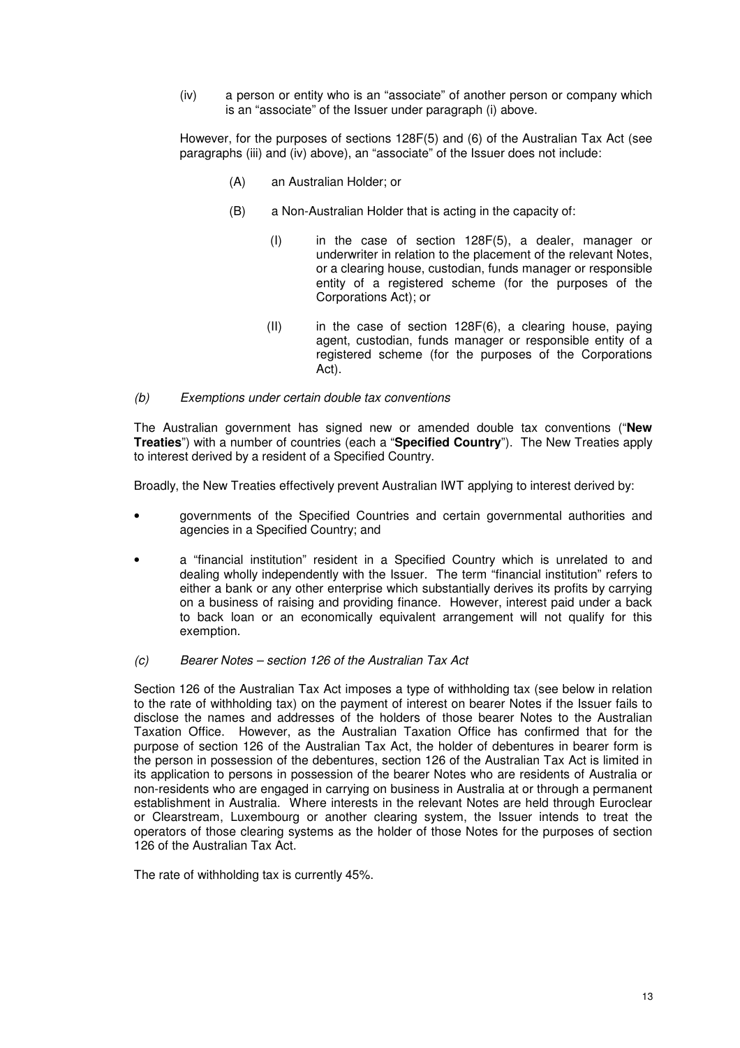(iv) a person or entity who is an "associate" of another person or company which is an "associate" of the Issuer under paragraph (i) above.

However, for the purposes of sections 128F(5) and (6) of the Australian Tax Act (see paragraphs (iii) and (iv) above), an "associate" of the Issuer does not include:

(A) an Australian Holder; or

(B) a Non-Australian Holder that is acting in the capacity of:

(I) in the case of section 128F(5), a dealer, manager or underwriter in relation to the placement of the relevant Notes, or a clearing house, custodian, funds manager or responsible entity of a registered scheme (for the purposes of the Corporations Act); or

(II) in the case of section 128F(6), a clearing house, paying agent, custodian, funds manager or responsible entity of a registered scheme (for the purposes of the Corporations Act).

*(b) Exemptions under certain double tax conventions*

The Australian government has signed new or amended double tax conventions ("**New Treaties**") with a number of countries (each a "**Specified Country**"). The New Treaties apply to interest derived by a resident of a Specified Country.

Broadly, the New Treaties effectively prevent Australian IWT applying to interest derived by:

- governments of the Specified Countries and certain governmental authorities and agencies in a Specified Country; and
- a "financial institution" resident in a Specified Country which is unrelated to and dealing wholly independently with the Issuer. The term "financial institution" refers to either a bank or any other enterprise which substantially derives its profits by carrying on a business of raising and providing finance. However, interest paid under a back to back loan or an economically equivalent arrangement will not qualify for this exemption.

*(c) Bearer Notes – section 126 of the Australian Tax Act*

Section 126 of the Australian Tax Act imposes a type of withholding tax (see below in relation to the rate of withholding tax) on the payment of interest on bearer Notes if the Issuer fails to disclose the names and addresses of the holders of those bearer Notes to the Australian Taxation Office. However, as the Australian Taxation Office has confirmed that for the purpose of section 126 of the Australian Tax Act, the holder of debentures in bearer form is the person in possession of the debentures, section 126 of the Australian Tax Act is limited in its application to persons in possession of the bearer Notes who are residents of Australia or non-residents who are engaged in carrying on business in Australia at or through a permanent establishment in Australia. Where interests in the relevant Notes are held through Euroclear or Clearstream, Luxembourg or another clearing system, the Issuer intends to treat the operators of those clearing systems as the holder of those Notes for the purposes of section 126 of the Australian Tax Act.

The rate of withholding tax is currently 45%.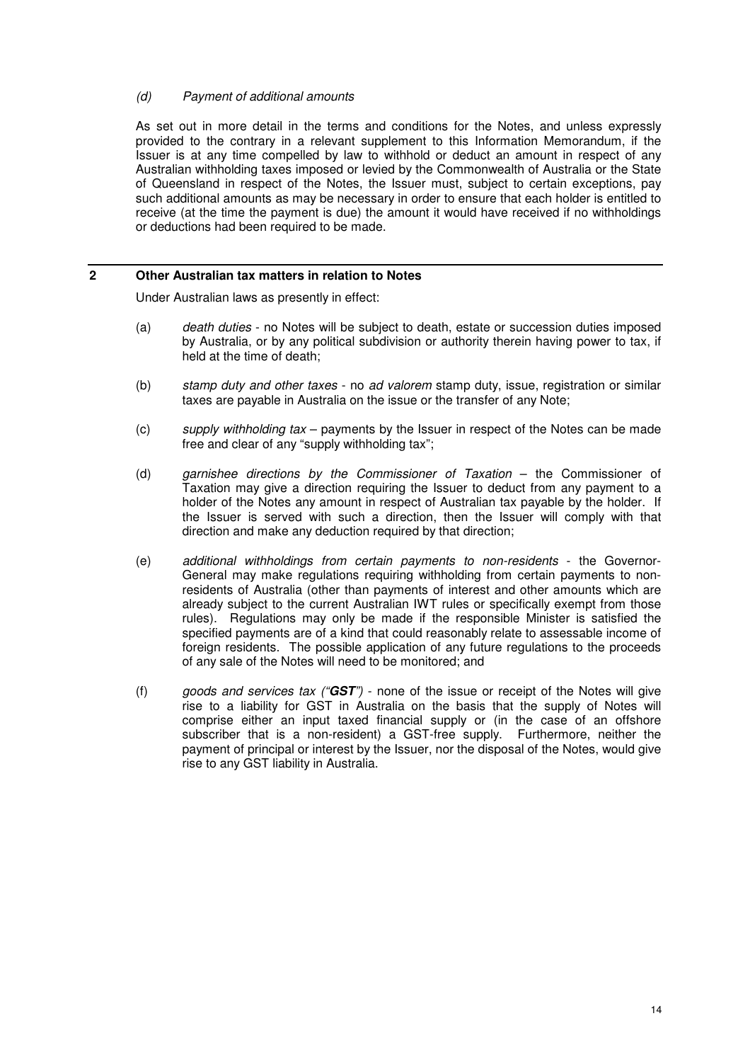*(d) Payment of additional amounts*

As set out in more detail in the terms and conditions for the Notes, and unless expressly provided to the contrary in a relevant supplement to this Information Memorandum, if the Issuer is at any time compelled by law to withhold or deduct an amount in respect of any Australian withholding taxes imposed or levied by the Commonwealth of Australia or the State of Queensland in respect of the Notes, the Issuer must, subject to certain exceptions, pay such additional amounts as may be necessary in order to ensure that each holder is entitled to receive (at the time the payment is due) the amount it would have received if no withholdings or deductions had been required to be made.

## 2 Other Australian tax matters in relation to Notes

Under Australian laws as presently in effect:

(a) *death duties* - no Notes will be subject to death, estate or succession duties imposed by Australia, or by any political subdivision or authority therein having power to tax, if held at the time of death;

(b) *stamp duty and other taxes* - no *ad valorem* stamp duty, issue, registration or similar taxes are payable in Australia on the issue or the transfer of any Note;

(c) *supply withholding tax* – payments by the Issuer in respect of the Notes can be made free and clear of any "supply withholding tax";

(d) *garnishee directions by the Commissioner of Taxation* – the Commissioner of Taxation may give a direction requiring the Issuer to deduct from any payment to a holder of the Notes any amount in respect of Australian tax payable by the holder. If the Issuer is served with such a direction, then the Issuer will comply with that direction and make any deduction required by that direction;

(e) *additional withholdings from certain payments to non-residents* - the Governor-General may make regulations requiring withholding from certain payments to non-residents of Australia (other than payments of interest and other amounts which are already subject to the current Australian IWT rules or specifically exempt from those rules). Regulations may only be made if the responsible Minister is satisfied the specified payments are of a kind that could reasonably relate to assessable income of foreign residents. The possible application of any future regulations to the proceeds of any sale of the Notes will need to be monitored; and

(f) *goods and services tax ("**GST**")* - none of the issue or receipt of the Notes will give rise to a liability for GST in Australia on the basis that the supply of Notes will comprise either an input taxed financial supply or (in the case of an offshore subscriber that is a non-resident) a GST-free supply. Furthermore, neither the payment of principal or interest by the Issuer, nor the disposal of the Notes, would give rise to any GST liability in Australia.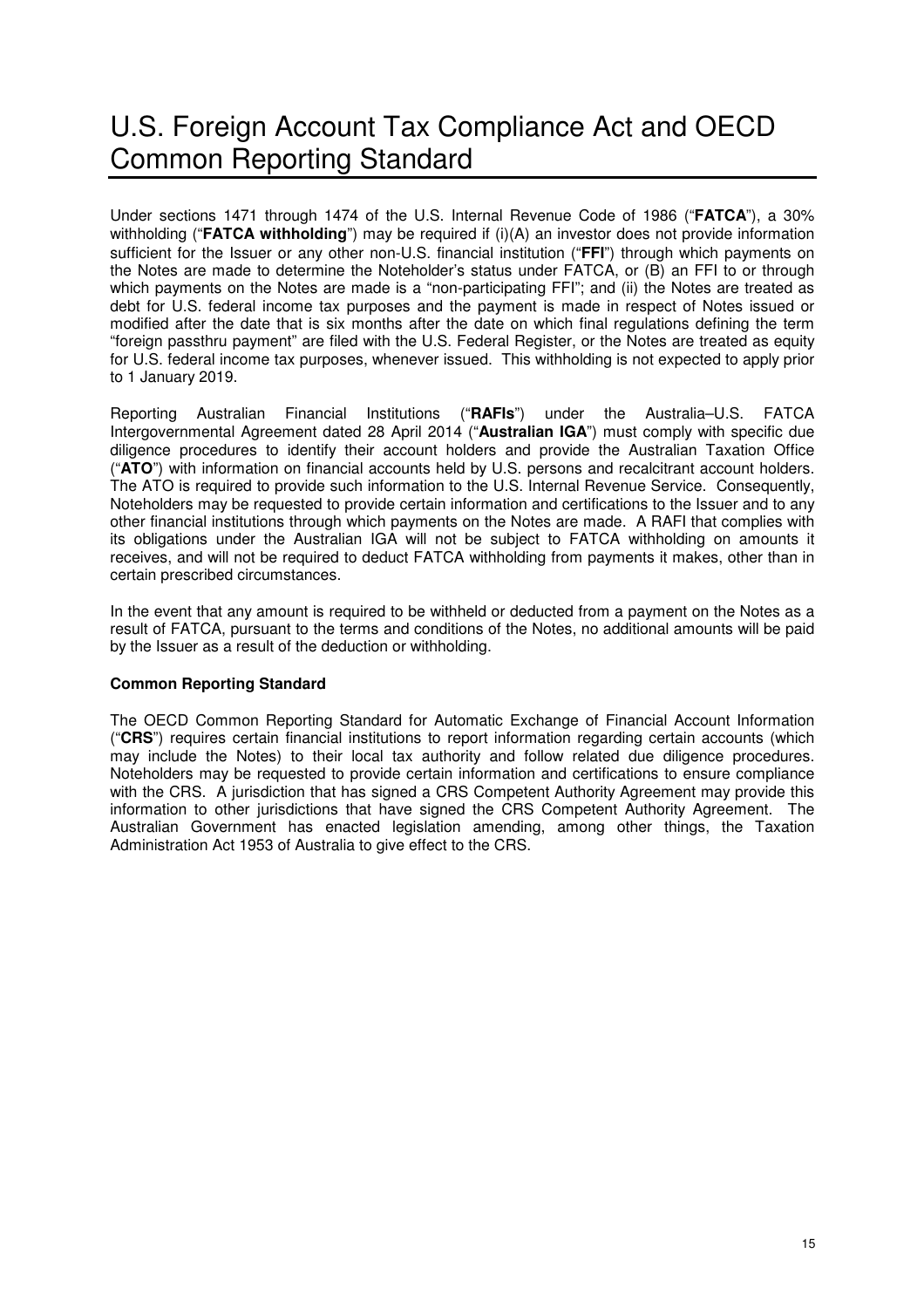# U.S. Foreign Account Tax Compliance Act and OECD Common Reporting Standard

Under sections 1471 through 1474 of the U.S. Internal Revenue Code of 1986 ("**FATCA**"), a 30% withholding ("**FATCA withholding**") may be required if (i)(A) an investor does not provide information sufficient for the Issuer or any other non-U.S. financial institution ("**FFI**") through which payments on the Notes are made to determine the Noteholder's status under FATCA, or (B) an FFI to or through which payments on the Notes are made is a "non-participating FFI"; and (ii) the Notes are treated as debt for U.S. federal income tax purposes and the payment is made in respect of Notes issued or modified after the date that is six months after the date on which final regulations defining the term "foreign passthru payment" are filed with the U.S. Federal Register, or the Notes are treated as equity for U.S. federal income tax purposes, whenever issued. This withholding is not expected to apply prior to 1 January 2019.

Reporting Australian Financial Institutions ("**RAFIs**") under the Australia–U.S. FATCA Intergovernmental Agreement dated 28 April 2014 ("**Australian IGA**") must comply with specific due diligence procedures to identify their account holders and provide the Australian Taxation Office ("**ATO**") with information on financial accounts held by U.S. persons and recalcitrant account holders. The ATO is required to provide such information to the U.S. Internal Revenue Service. Consequently, Noteholders may be requested to provide certain information and certifications to the Issuer and to any other financial institutions through which payments on the Notes are made. A RAFI that complies with its obligations under the Australian IGA will not be subject to FATCA withholding on amounts it receives, and will not be required to deduct FATCA withholding from payments it makes, other than in certain prescribed circumstances.

In the event that any amount is required to be withheld or deducted from a payment on the Notes as a result of FATCA, pursuant to the terms and conditions of the Notes, no additional amounts will be paid by the Issuer as a result of the deduction or withholding.

**Common Reporting Standard**

The OECD Common Reporting Standard for Automatic Exchange of Financial Account Information ("**CRS**") requires certain financial institutions to report information regarding certain accounts (which may include the Notes) to their local tax authority and follow related due diligence procedures. Noteholders may be requested to provide certain information and certifications to ensure compliance with the CRS. A jurisdiction that has signed a CRS Competent Authority Agreement may provide this information to other jurisdictions that have signed the CRS Competent Authority Agreement. The Australian Government has enacted legislation amending, among other things, the Taxation Administration Act 1953 of Australia to give effect to the CRS.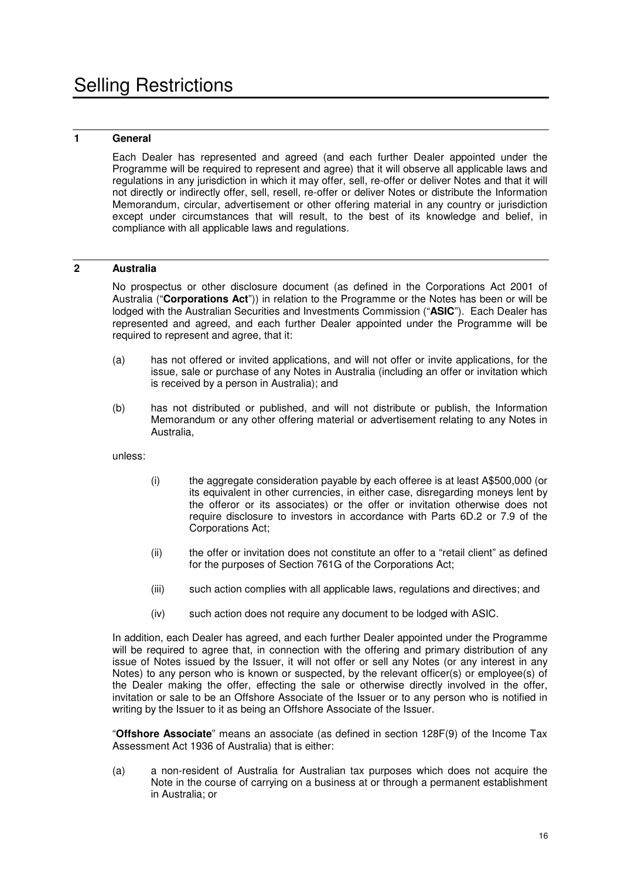# Selling Restrictions

## 1 General

Each Dealer has represented and agreed (and each further Dealer appointed under the Programme will be required to represent and agree) that it will observe all applicable laws and regulations in any jurisdiction in which it may offer, sell, re-offer or deliver Notes and that it will not directly or indirectly offer, sell, resell, re-offer or deliver Notes or distribute the Information Memorandum, circular, advertisement or other offering material in any country or jurisdiction except under circumstances that will result, to the best of its knowledge and belief, in compliance with all applicable laws and regulations.

## 2 Australia

No prospectus or other disclosure document (as defined in the Corporations Act 2001 of Australia ("**Corporations Act**")) in relation to the Programme or the Notes has been or will be lodged with the Australian Securities and Investments Commission ("**ASIC**"). Each Dealer has represented and agreed, and each further Dealer appointed under the Programme will be required to represent and agree, that it:

(a) has not offered or invited applications, and will not offer or invite applications, for the issue, sale or purchase of any Notes in Australia (including an offer or invitation which is received by a person in Australia); and

(b) has not distributed or published, and will not distribute or publish, the Information Memorandum or any other offering material or advertisement relating to any Notes in Australia,

unless:

(i) the aggregate consideration payable by each offeree is at least A$500,000 (or its equivalent in other currencies, in either case, disregarding moneys lent by the offeror or its associates) or the offer or invitation otherwise does not require disclosure to investors in accordance with Parts 6D.2 or 7.9 of the Corporations Act;

(ii) the offer or invitation does not constitute an offer to a "retail client" as defined for the purposes of Section 761G of the Corporations Act;

(iii) such action complies with all applicable laws, regulations and directives; and

(iv) such action does not require any document to be lodged with ASIC.

In addition, each Dealer has agreed, and each further Dealer appointed under the Programme will be required to agree that, in connection with the offering and primary distribution of any issue of Notes issued by the Issuer, it will not offer or sell any Notes (or any interest in any Notes) to any person who is known or suspected, by the relevant officer(s) or employee(s) of the Dealer making the offer, effecting the sale or otherwise directly involved in the offer, invitation or sale to be an Offshore Associate of the Issuer or to any person who is notified in writing by the Issuer to it as being an Offshore Associate of the Issuer.

"**Offshore Associate**" means an associate (as defined in section 128F(9) of the Income Tax Assessment Act 1936 of Australia) that is either:

(a) a non-resident of Australia for Australian tax purposes which does not acquire the Note in the course of carrying on a business at or through a permanent establishment in Australia; or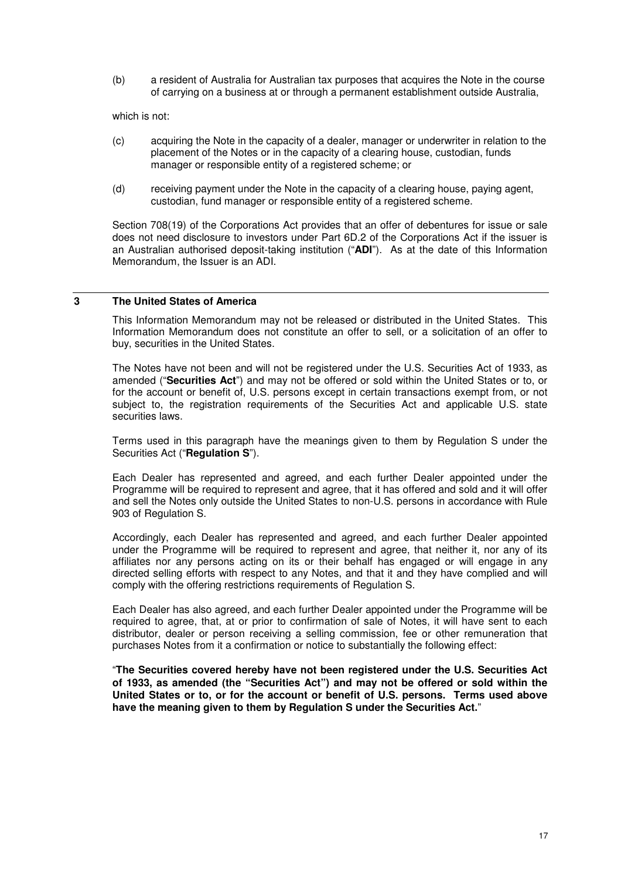(b) a resident of Australia for Australian tax purposes that acquires the Note in the course of carrying on a business at or through a permanent establishment outside Australia,

which is not:

(c) acquiring the Note in the capacity of a dealer, manager or underwriter in relation to the placement of the Notes or in the capacity of a clearing house, custodian, funds manager or responsible entity of a registered scheme; or

(d) receiving payment under the Note in the capacity of a clearing house, paying agent, custodian, fund manager or responsible entity of a registered scheme.

Section 708(19) of the Corporations Act provides that an offer of debentures for issue or sale does not need disclosure to investors under Part 6D.2 of the Corporations Act if the issuer is an Australian authorised deposit-taking institution ("**ADI**"). As at the date of this Information Memorandum, the Issuer is an ADI.

## 3 The United States of America

This Information Memorandum may not be released or distributed in the United States. This Information Memorandum does not constitute an offer to sell, or a solicitation of an offer to buy, securities in the United States.

The Notes have not been and will not be registered under the U.S. Securities Act of 1933, as amended ("**Securities Act**") and may not be offered or sold within the United States or to, or for the account or benefit of, U.S. persons except in certain transactions exempt from, or not subject to, the registration requirements of the Securities Act and applicable U.S. state securities laws.

Terms used in this paragraph have the meanings given to them by Regulation S under the Securities Act ("**Regulation S**").

Each Dealer has represented and agreed, and each further Dealer appointed under the Programme will be required to represent and agree, that it has offered and sold and it will offer and sell the Notes only outside the United States to non-U.S. persons in accordance with Rule 903 of Regulation S.

Accordingly, each Dealer has represented and agreed, and each further Dealer appointed under the Programme will be required to represent and agree, that neither it, nor any of its affiliates nor any persons acting on its or their behalf has engaged or will engage in any directed selling efforts with respect to any Notes, and that it and they have complied and will comply with the offering restrictions requirements of Regulation S.

Each Dealer has also agreed, and each further Dealer appointed under the Programme will be required to agree, that, at or prior to confirmation of sale of Notes, it will have sent to each distributor, dealer or person receiving a selling commission, fee or other remuneration that purchases Notes from it a confirmation or notice to substantially the following effect:

"**The Securities covered hereby have not been registered under the U.S. Securities Act of 1933, as amended (the "Securities Act") and may not be offered or sold within the United States or to, or for the account or benefit of U.S. persons. Terms used above have the meaning given to them by Regulation S under the Securities Act.**"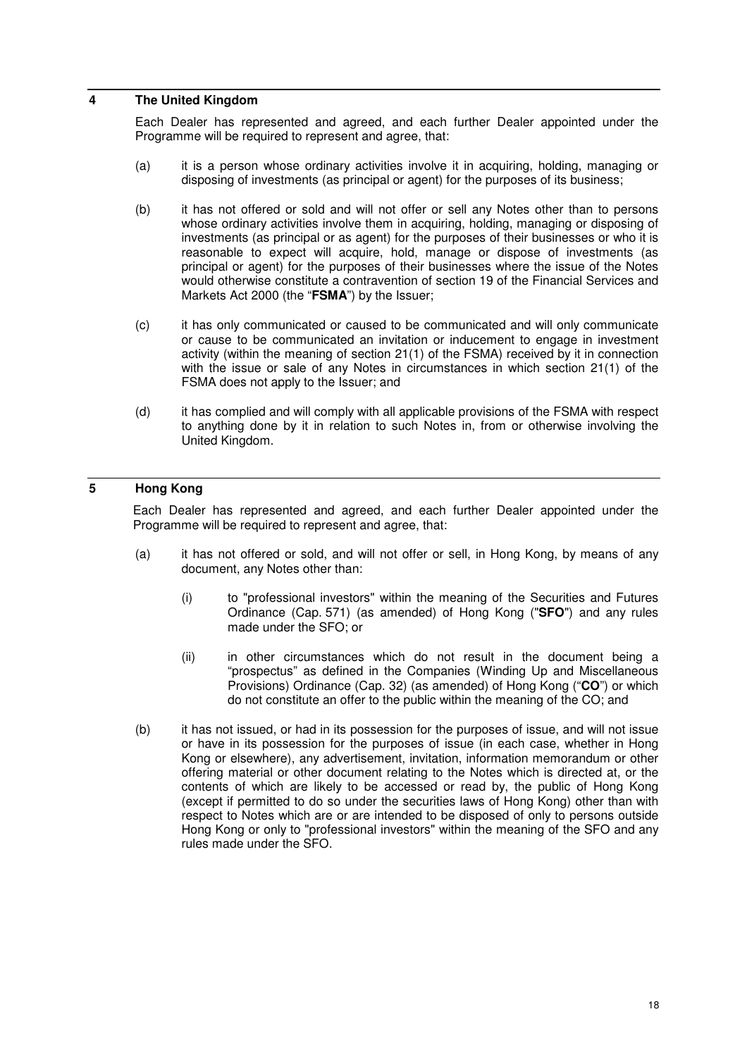## 4 The United Kingdom

Each Dealer has represented and agreed, and each further Dealer appointed under the Programme will be required to represent and agree, that:

(a) it is a person whose ordinary activities involve it in acquiring, holding, managing or disposing of investments (as principal or agent) for the purposes of its business;

(b) it has not offered or sold and will not offer or sell any Notes other than to persons whose ordinary activities involve them in acquiring, holding, managing or disposing of investments (as principal or as agent) for the purposes of their businesses or who it is reasonable to expect will acquire, hold, manage or dispose of investments (as principal or agent) for the purposes of their businesses where the issue of the Notes would otherwise constitute a contravention of section 19 of the Financial Services and Markets Act 2000 (the "**FSMA**") by the Issuer;

(c) it has only communicated or caused to be communicated and will only communicate or cause to be communicated an invitation or inducement to engage in investment activity (within the meaning of section 21(1) of the FSMA) received by it in connection with the issue or sale of any Notes in circumstances in which section 21(1) of the FSMA does not apply to the Issuer; and

(d) it has complied and will comply with all applicable provisions of the FSMA with respect to anything done by it in relation to such Notes in, from or otherwise involving the United Kingdom.

## 5 Hong Kong

Each Dealer has represented and agreed, and each further Dealer appointed under the Programme will be required to represent and agree, that:

(a) it has not offered or sold, and will not offer or sell, in Hong Kong, by means of any document, any Notes other than:

   (i) to "professional investors" within the meaning of the Securities and Futures Ordinance (Cap. 571) (as amended) of Hong Kong ("**SFO**") and any rules made under the SFO; or

   (ii) in other circumstances which do not result in the document being a "prospectus" as defined in the Companies (Winding Up and Miscellaneous Provisions) Ordinance (Cap. 32) (as amended) of Hong Kong ("**CO**") or which do not constitute an offer to the public within the meaning of the CO; and

(b) it has not issued, or had in its possession for the purposes of issue, and will not issue or have in its possession for the purposes of issue (in each case, whether in Hong Kong or elsewhere), any advertisement, invitation, information memorandum or other offering material or other document relating to the Notes which is directed at, or the contents of which are likely to be accessed or read by, the public of Hong Kong (except if permitted to do so under the securities laws of Hong Kong) other than with respect to Notes which are or are intended to be disposed of only to persons outside Hong Kong or only to "professional investors" within the meaning of the SFO and any rules made under the SFO.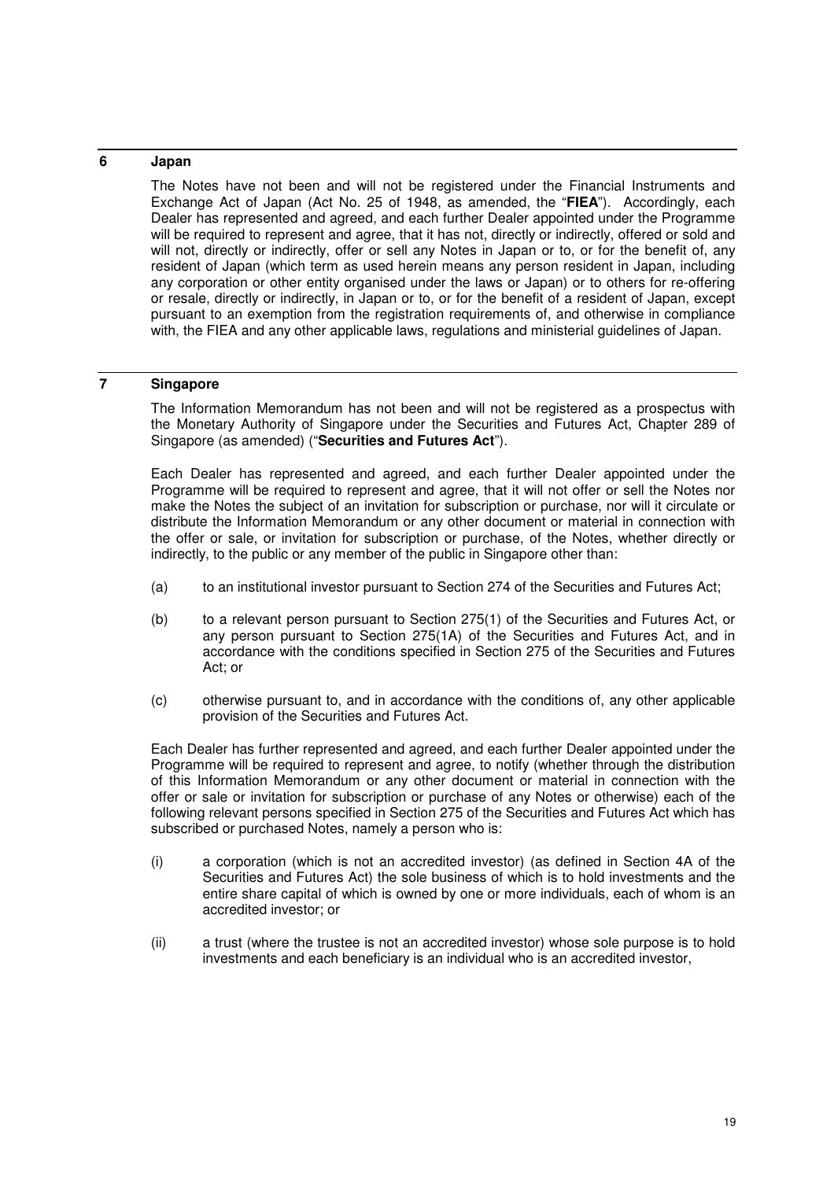## 6 Japan

The Notes have not been and will not be registered under the Financial Instruments and Exchange Act of Japan (Act No. 25 of 1948, as amended, the "**FIEA**"). Accordingly, each Dealer has represented and agreed, and each further Dealer appointed under the Programme will be required to represent and agree, that it has not, directly or indirectly, offered or sold and will not, directly or indirectly, offer or sell any Notes in Japan or to, or for the benefit of, any resident of Japan (which term as used herein means any person resident in Japan, including any corporation or other entity organised under the laws or Japan) or to others for re-offering or resale, directly or indirectly, in Japan or to, or for the benefit of a resident of Japan, except pursuant to an exemption from the registration requirements of, and otherwise in compliance with, the FIEA and any other applicable laws, regulations and ministerial guidelines of Japan.

## 7 Singapore

The Information Memorandum has not been and will not be registered as a prospectus with the Monetary Authority of Singapore under the Securities and Futures Act, Chapter 289 of Singapore (as amended) ("**Securities and Futures Act**").

Each Dealer has represented and agreed, and each further Dealer appointed under the Programme will be required to represent and agree, that it will not offer or sell the Notes nor make the Notes the subject of an invitation for subscription or purchase, nor will it circulate or distribute the Information Memorandum or any other document or material in connection with the offer or sale, or invitation for subscription or purchase, of the Notes, whether directly or indirectly, to the public or any member of the public in Singapore other than:

(a) to an institutional investor pursuant to Section 274 of the Securities and Futures Act;

(b) to a relevant person pursuant to Section 275(1) of the Securities and Futures Act, or any person pursuant to Section 275(1A) of the Securities and Futures Act, and in accordance with the conditions specified in Section 275 of the Securities and Futures Act; or

(c) otherwise pursuant to, and in accordance with the conditions of, any other applicable provision of the Securities and Futures Act.

Each Dealer has further represented and agreed, and each further Dealer appointed under the Programme will be required to represent and agree, to notify (whether through the distribution of this Information Memorandum or any other document or material in connection with the offer or sale or invitation for subscription or purchase of any Notes or otherwise) each of the following relevant persons specified in Section 275 of the Securities and Futures Act which has subscribed or purchased Notes, namely a person who is:

(i) a corporation (which is not an accredited investor) (as defined in Section 4A of the Securities and Futures Act) the sole business of which is to hold investments and the entire share capital of which is owned by one or more individuals, each of whom is an accredited investor; or

(ii) a trust (where the trustee is not an accredited investor) whose sole purpose is to hold investments and each beneficiary is an individual who is an accredited investor,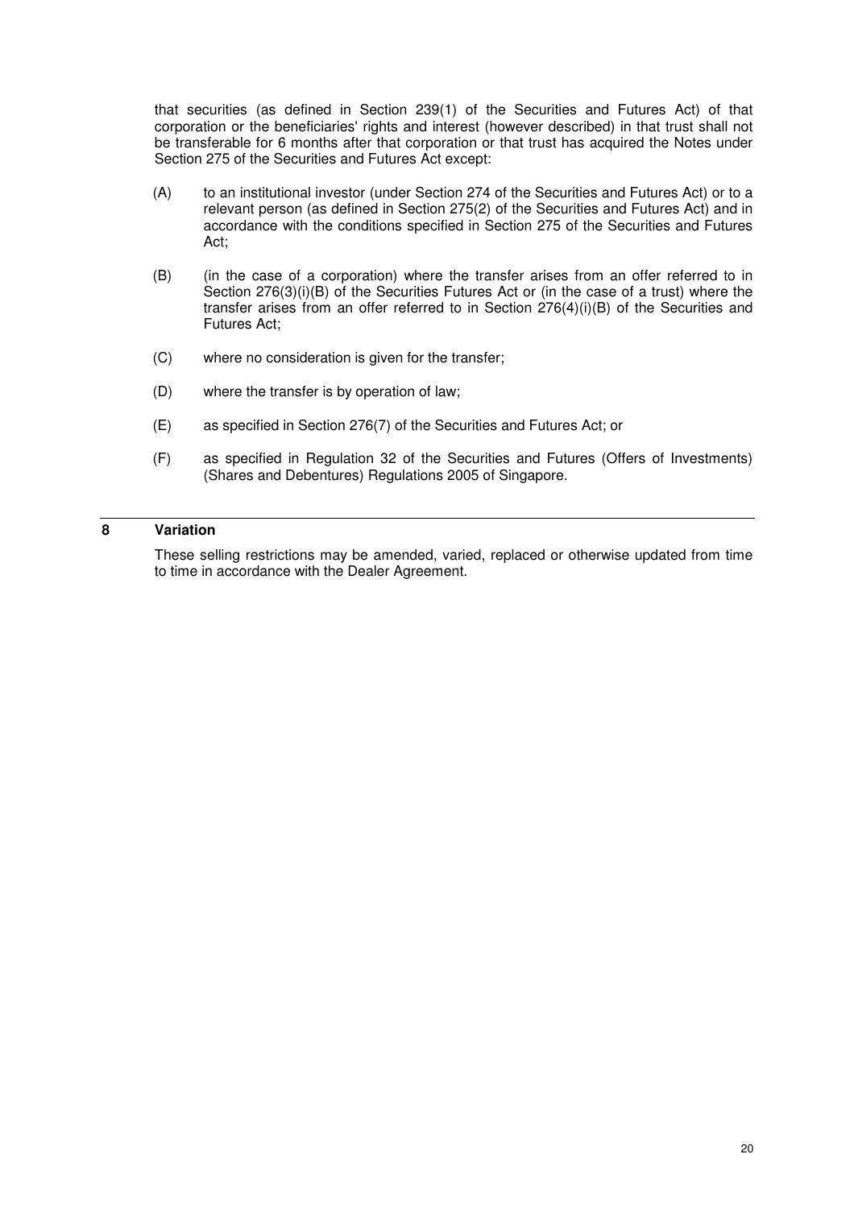that securities (as defined in Section 239(1) of the Securities and Futures Act) of that corporation or the beneficiaries' rights and interest (however described) in that trust shall not be transferable for 6 months after that corporation or that trust has acquired the Notes under Section 275 of the Securities and Futures Act except:

(A) to an institutional investor (under Section 274 of the Securities and Futures Act) or to a relevant person (as defined in Section 275(2) of the Securities and Futures Act) and in accordance with the conditions specified in Section 275 of the Securities and Futures Act;

(B) (in the case of a corporation) where the transfer arises from an offer referred to in Section 276(3)(i)(B) of the Securities Futures Act or (in the case of a trust) where the transfer arises from an offer referred to in Section 276(4)(i)(B) of the Securities and Futures Act;

(C) where no consideration is given for the transfer;

(D) where the transfer is by operation of law;

(E) as specified in Section 276(7) of the Securities and Futures Act; or

(F) as specified in Regulation 32 of the Securities and Futures (Offers of Investments) (Shares and Debentures) Regulations 2005 of Singapore.

## 8 Variation

These selling restrictions may be amended, varied, replaced or otherwise updated from time to time in accordance with the Dealer Agreement.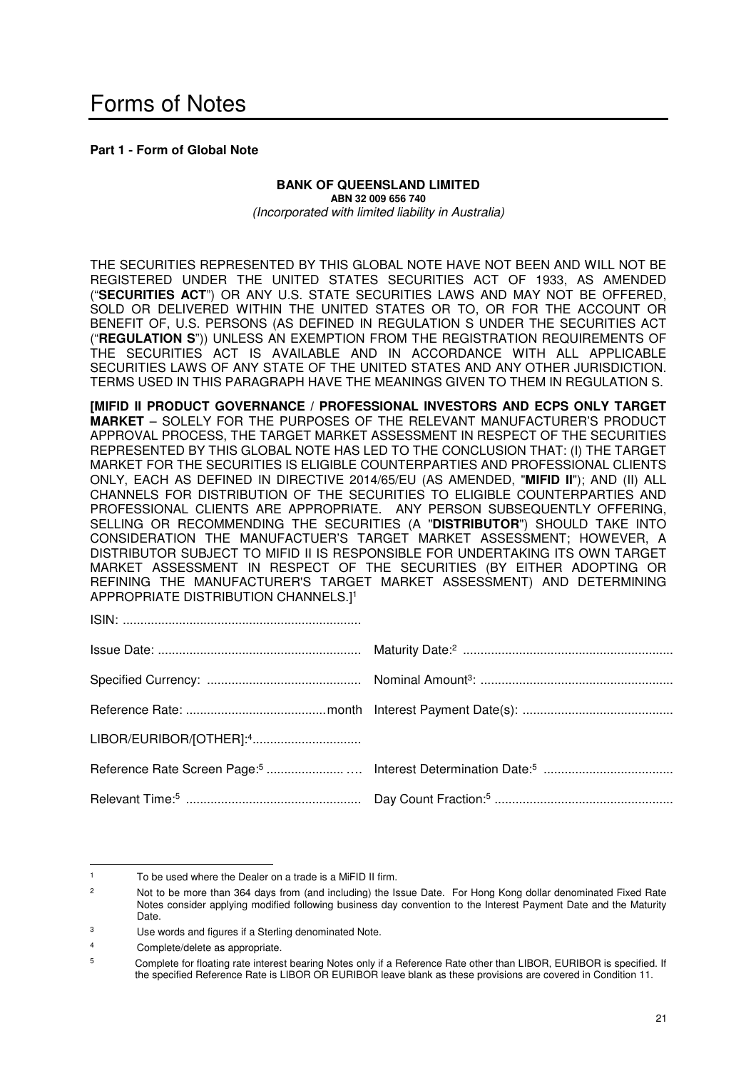# Forms of Notes

**Part 1 - Form of Global Note**

**BANK OF QUEENSLAND LIMITED**
**ABN 32 009 656 740**
*(Incorporated with limited liability in Australia)*

THE SECURITIES REPRESENTED BY THIS GLOBAL NOTE HAVE NOT BEEN AND WILL NOT BE REGISTERED UNDER THE UNITED STATES SECURITIES ACT OF 1933, AS AMENDED ("**SECURITIES ACT**") OR ANY U.S. STATE SECURITIES LAWS AND MAY NOT BE OFFERED, SOLD OR DELIVERED WITHIN THE UNITED STATES OR TO, OR FOR THE ACCOUNT OR BENEFIT OF, U.S. PERSONS (AS DEFINED IN REGULATION S UNDER THE SECURITIES ACT ("**REGULATION S**")) UNLESS AN EXEMPTION FROM THE REGISTRATION REQUIREMENTS OF THE SECURITIES ACT IS AVAILABLE AND IN ACCORDANCE WITH ALL APPLICABLE SECURITIES LAWS OF ANY STATE OF THE UNITED STATES AND ANY OTHER JURISDICTION. TERMS USED IN THIS PARAGRAPH HAVE THE MEANINGS GIVEN TO THEM IN REGULATION S.

**[MIFID II PRODUCT GOVERNANCE / PROFESSIONAL INVESTORS AND ECPS ONLY TARGET MARKET** – SOLELY FOR THE PURPOSES OF THE RELEVANT MANUFACTURER'S PRODUCT APPROVAL PROCESS, THE TARGET MARKET ASSESSMENT IN RESPECT OF THE SECURITIES REPRESENTED BY THIS GLOBAL NOTE HAS LED TO THE CONCLUSION THAT: (I) THE TARGET MARKET FOR THE SECURITIES IS ELIGIBLE COUNTERPARTIES AND PROFESSIONAL CLIENTS ONLY, EACH AS DEFINED IN DIRECTIVE 2014/65/EU (AS AMENDED, "**MIFID II**"); AND (II) ALL CHANNELS FOR DISTRIBUTION OF THE SECURITIES TO ELIGIBLE COUNTERPARTIES AND PROFESSIONAL CLIENTS ARE APPROPRIATE. ANY PERSON SUBSEQUENTLY OFFERING, SELLING OR RECOMMENDING THE SECURITIES (A "**DISTRIBUTOR**") SHOULD TAKE INTO CONSIDERATION THE MANUFACTUER'S TARGET MARKET ASSESSMENT; HOWEVER, A DISTRIBUTOR SUBJECT TO MIFID II IS RESPONSIBLE FOR UNDERTAKING ITS OWN TARGET MARKET ASSESSMENT IN RESPECT OF THE SECURITIES (BY EITHER ADOPTING OR REFINING THE MANUFACTURER'S TARGET MARKET ASSESSMENT) AND DETERMINING APPROPRIATE DISTRIBUTION CHANNELS.][1]

ISIN: ..................................................................

| | |
|---|---|
| Issue Date: .......................................................... | Maturity Date:[2] ........................................................... |
| Specified Currency: ........................................... | Nominal Amount[3]: ...................................................... |
| Reference Rate: ....................................... month | Interest Payment Date(s): .......................................... |
| LIBOR/EURIBOR/[OTHER]:[4].............................. | |
| Reference Rate Screen Page:[5] ...................... …. | Interest Determination Date:[5] .................................... |
| Relevant Time:[5] ................................................. | Day Count Fraction:[5] .................................................. |

---

1 To be used where the Dealer on a trade is a MiFID II firm.

2 Not to be more than 364 days from (and including) the Issue Date. For Hong Kong dollar denominated Fixed Rate Notes consider applying modified following business day convention to the Interest Payment Date and the Maturity Date.

3 Use words and figures if a Sterling denominated Note.

4 Complete/delete as appropriate.

5 Complete for floating rate interest bearing Notes only if a Reference Rate other than LIBOR, EURIBOR is specified. If the specified Reference Rate is LIBOR OR EURIBOR leave blank as these provisions are covered in Condition 11.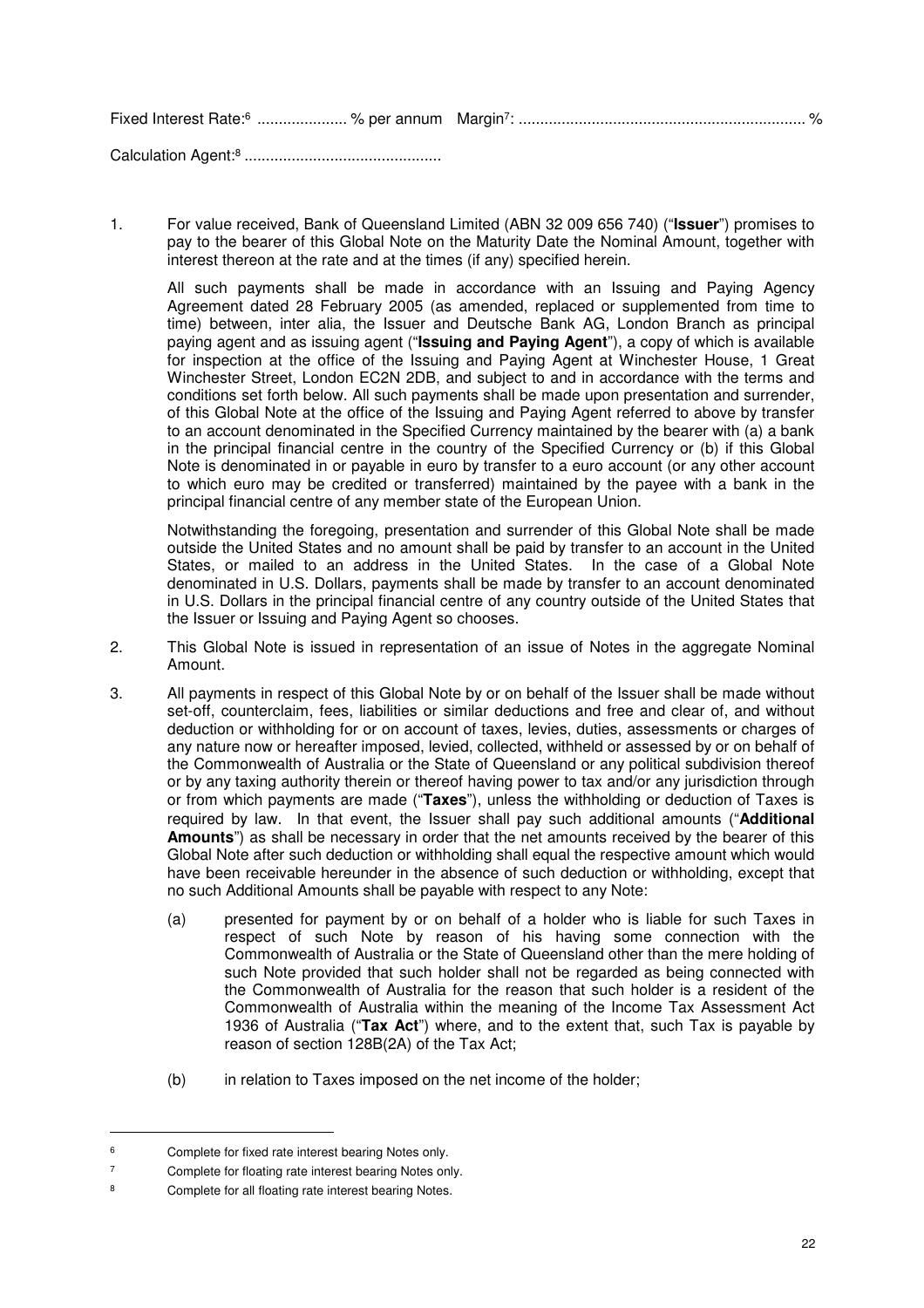Fixed Interest Rate:[6] .................... % per annum Margin[7]: .................................................................. %

Calculation Agent:[8] .............................................

1. For value received, Bank of Queensland Limited (ABN 32 009 656 740) ("**Issuer**") promises to pay to the bearer of this Global Note on the Maturity Date the Nominal Amount, together with interest thereon at the rate and at the times (if any) specified herein.

   All such payments shall be made in accordance with an Issuing and Paying Agency Agreement dated 28 February 2005 (as amended, replaced or supplemented from time to time) between, inter alia, the Issuer and Deutsche Bank AG, London Branch as principal paying agent and as issuing agent ("**Issuing and Paying Agent**"), a copy of which is available for inspection at the office of the Issuing and Paying Agent at Winchester House, 1 Great Winchester Street, London EC2N 2DB, and subject to and in accordance with the terms and conditions set forth below. All such payments shall be made upon presentation and surrender, of this Global Note at the office of the Issuing and Paying Agent referred to above by transfer to an account denominated in the Specified Currency maintained by the bearer with (a) a bank in the principal financial centre in the country of the Specified Currency or (b) if this Global Note is denominated in or payable in euro by transfer to a euro account (or any other account to which euro may be credited or transferred) maintained by the payee with a bank in the principal financial centre of any member state of the European Union.

   Notwithstanding the foregoing, presentation and surrender of this Global Note shall be made outside the United States and no amount shall be paid by transfer to an account in the United States, or mailed to an address in the United States. In the case of a Global Note denominated in U.S. Dollars, payments shall be made by transfer to an account denominated in U.S. Dollars in the principal financial centre of any country outside of the United States that the Issuer or Issuing and Paying Agent so chooses.

2. This Global Note is issued in representation of an issue of Notes in the aggregate Nominal Amount.

3. All payments in respect of this Global Note by or on behalf of the Issuer shall be made without set-off, counterclaim, fees, liabilities or similar deductions and free and clear of, and without deduction or withholding for or on account of taxes, levies, duties, assessments or charges of any nature now or hereafter imposed, levied, collected, withheld or assessed by or on behalf of the Commonwealth of Australia or the State of Queensland or any political subdivision thereof or by any taxing authority therein or thereof having power to tax and/or any jurisdiction through or from which payments are made ("**Taxes**"), unless the withholding or deduction of Taxes is required by law. In that event, the Issuer shall pay such additional amounts ("**Additional Amounts**") as shall be necessary in order that the net amounts received by the bearer of this Global Note after such deduction or withholding shall equal the respective amount which would have been receivable hereunder in the absence of such deduction or withholding, except that no such Additional Amounts shall be payable with respect to any Note:

   (a) presented for payment by or on behalf of a holder who is liable for such Taxes in respect of such Note by reason of his having some connection with the Commonwealth of Australia or the State of Queensland other than the mere holding of such Note provided that such holder shall not be regarded as being connected with the Commonwealth of Australia for the reason that such holder is a resident of the Commonwealth of Australia within the meaning of the Income Tax Assessment Act 1936 of Australia ("**Tax Act**") where, and to the extent that, such Tax is payable by reason of section 128B(2A) of the Tax Act;

   (b) in relation to Taxes imposed on the net income of the holder;

---

[6] Complete for fixed rate interest bearing Notes only.

[7] Complete for floating rate interest bearing Notes only.

[8] Complete for all floating rate interest bearing Notes.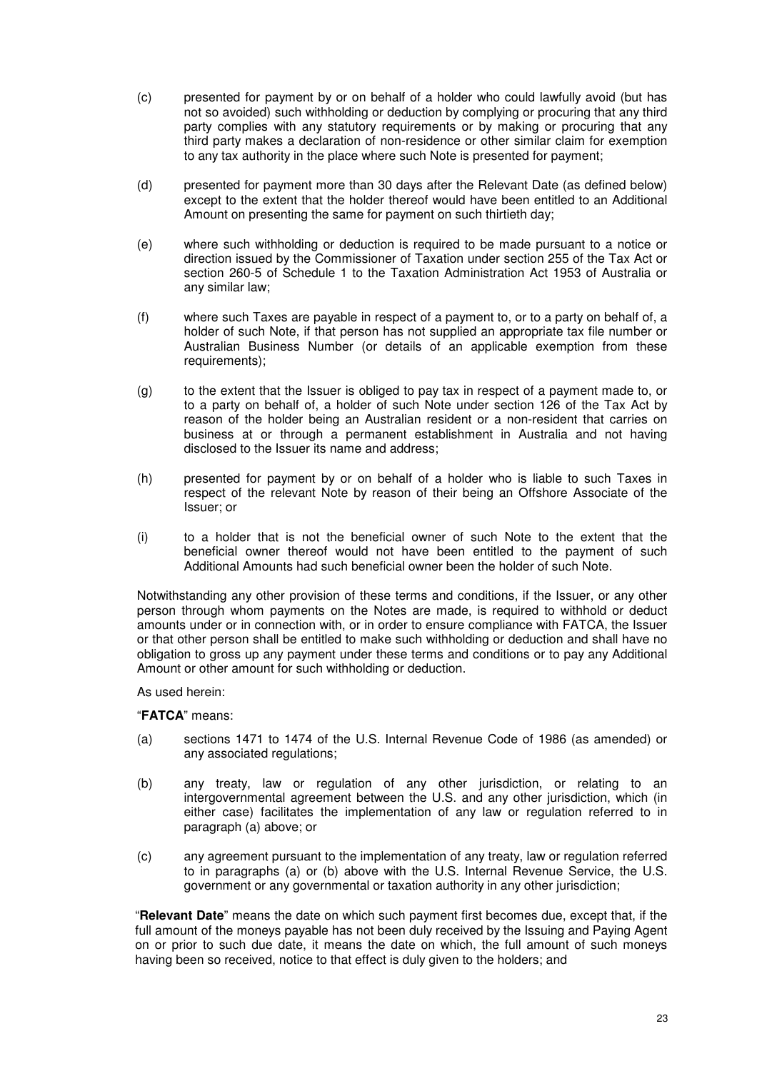(c) presented for payment by or on behalf of a holder who could lawfully avoid (but has not so avoided) such withholding or deduction by complying or procuring that any third party complies with any statutory requirements or by making or procuring that any third party makes a declaration of non-residence or other similar claim for exemption to any tax authority in the place where such Note is presented for payment;

(d) presented for payment more than 30 days after the Relevant Date (as defined below) except to the extent that the holder thereof would have been entitled to an Additional Amount on presenting the same for payment on such thirtieth day;

(e) where such withholding or deduction is required to be made pursuant to a notice or direction issued by the Commissioner of Taxation under section 255 of the Tax Act or section 260-5 of Schedule 1 to the Taxation Administration Act 1953 of Australia or any similar law;

(f) where such Taxes are payable in respect of a payment to, or to a party on behalf of, a holder of such Note, if that person has not supplied an appropriate tax file number or Australian Business Number (or details of an applicable exemption from these requirements);

(g) to the extent that the Issuer is obliged to pay tax in respect of a payment made to, or to a party on behalf of, a holder of such Note under section 126 of the Tax Act by reason of the holder being an Australian resident or a non-resident that carries on business at or through a permanent establishment in Australia and not having disclosed to the Issuer its name and address;

(h) presented for payment by or on behalf of a holder who is liable to such Taxes in respect of the relevant Note by reason of their being an Offshore Associate of the Issuer; or

(i) to a holder that is not the beneficial owner of such Note to the extent that the beneficial owner thereof would not have been entitled to the payment of such Additional Amounts had such beneficial owner been the holder of such Note.

Notwithstanding any other provision of these terms and conditions, if the Issuer, or any other person through whom payments on the Notes are made, is required to withhold or deduct amounts under or in connection with, or in order to ensure compliance with FATCA, the Issuer or that other person shall be entitled to make such withholding or deduction and shall have no obligation to gross up any payment under these terms and conditions or to pay any Additional Amount or other amount for such withholding or deduction.

As used herein:

"**FATCA**" means:

(a) sections 1471 to 1474 of the U.S. Internal Revenue Code of 1986 (as amended) or any associated regulations;

(b) any treaty, law or regulation of any other jurisdiction, or relating to an intergovernmental agreement between the U.S. and any other jurisdiction, which (in either case) facilitates the implementation of any law or regulation referred to in paragraph (a) above; or

(c) any agreement pursuant to the implementation of any treaty, law or regulation referred to in paragraphs (a) or (b) above with the U.S. Internal Revenue Service, the U.S. government or any governmental or taxation authority in any other jurisdiction;

"**Relevant Date**" means the date on which such payment first becomes due, except that, if the full amount of the moneys payable has not been duly received by the Issuing and Paying Agent on or prior to such due date, it means the date on which, the full amount of such moneys having been so received, notice to that effect is duly given to the holders; and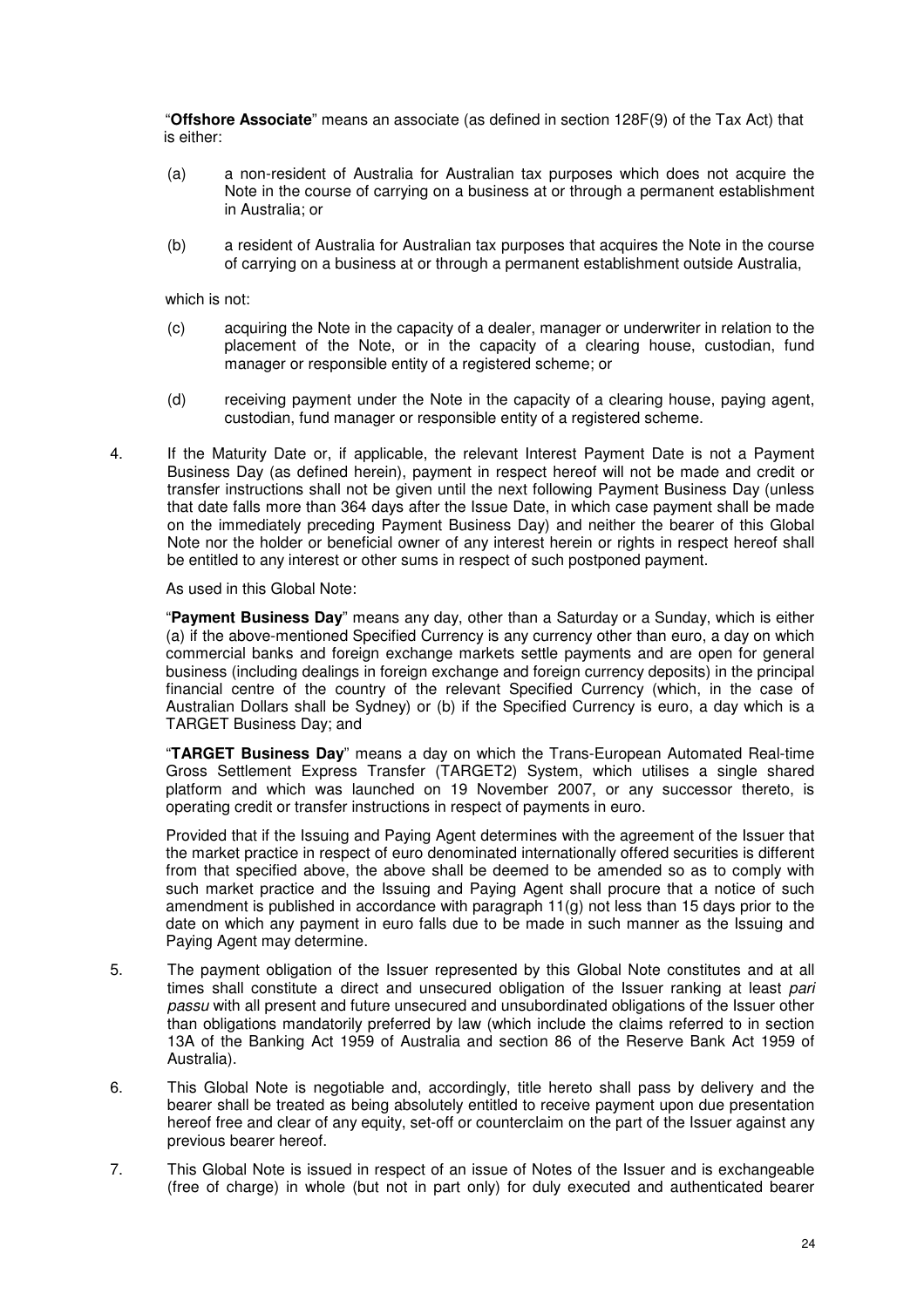"**Offshore Associate**" means an associate (as defined in section 128F(9) of the Tax Act) that is either:

(a) a non-resident of Australia for Australian tax purposes which does not acquire the Note in the course of carrying on a business at or through a permanent establishment in Australia; or

(b) a resident of Australia for Australian tax purposes that acquires the Note in the course of carrying on a business at or through a permanent establishment outside Australia,

which is not:

(c) acquiring the Note in the capacity of a dealer, manager or underwriter in relation to the placement of the Note, or in the capacity of a clearing house, custodian, fund manager or responsible entity of a registered scheme; or

(d) receiving payment under the Note in the capacity of a clearing house, paying agent, custodian, fund manager or responsible entity of a registered scheme.

4. If the Maturity Date or, if applicable, the relevant Interest Payment Date is not a Payment Business Day (as defined herein), payment in respect hereof will not be made and credit or transfer instructions shall not be given until the next following Payment Business Day (unless that date falls more than 364 days after the Issue Date, in which case payment shall be made on the immediately preceding Payment Business Day) and neither the bearer of this Global Note nor the holder or beneficial owner of any interest herein or rights in respect hereof shall be entitled to any interest or other sums in respect of such postponed payment.

   As used in this Global Note:

   "**Payment Business Day**" means any day, other than a Saturday or a Sunday, which is either (a) if the above-mentioned Specified Currency is any currency other than euro, a day on which commercial banks and foreign exchange markets settle payments and are open for general business (including dealings in foreign exchange and foreign currency deposits) in the principal financial centre of the country of the relevant Specified Currency (which, in the case of Australian Dollars shall be Sydney) or (b) if the Specified Currency is euro, a day which is a TARGET Business Day; and

   "**TARGET Business Day**" means a day on which the Trans-European Automated Real-time Gross Settlement Express Transfer (TARGET2) System, which utilises a single shared platform and which was launched on 19 November 2007, or any successor thereto, is operating credit or transfer instructions in respect of payments in euro.

   Provided that if the Issuing and Paying Agent determines with the agreement of the Issuer that the market practice in respect of euro denominated internationally offered securities is different from that specified above, the above shall be deemed to be amended so as to comply with such market practice and the Issuing and Paying Agent shall procure that a notice of such amendment is published in accordance with paragraph 11(g) not less than 15 days prior to the date on which any payment in euro falls due to be made in such manner as the Issuing and Paying Agent may determine.

5. The payment obligation of the Issuer represented by this Global Note constitutes and at all times shall constitute a direct and unsecured obligation of the Issuer ranking at least *pari passu* with all present and future unsecured and unsubordinated obligations of the Issuer other than obligations mandatorily preferred by law (which include the claims referred to in section 13A of the Banking Act 1959 of Australia and section 86 of the Reserve Bank Act 1959 of Australia).

6. This Global Note is negotiable and, accordingly, title hereto shall pass by delivery and the bearer shall be treated as being absolutely entitled to receive payment upon due presentation hereof free and clear of any equity, set-off or counterclaim on the part of the Issuer against any previous bearer hereof.

7. This Global Note is issued in respect of an issue of Notes of the Issuer and is exchangeable (free of charge) in whole (but not in part only) for duly executed and authenticated bearer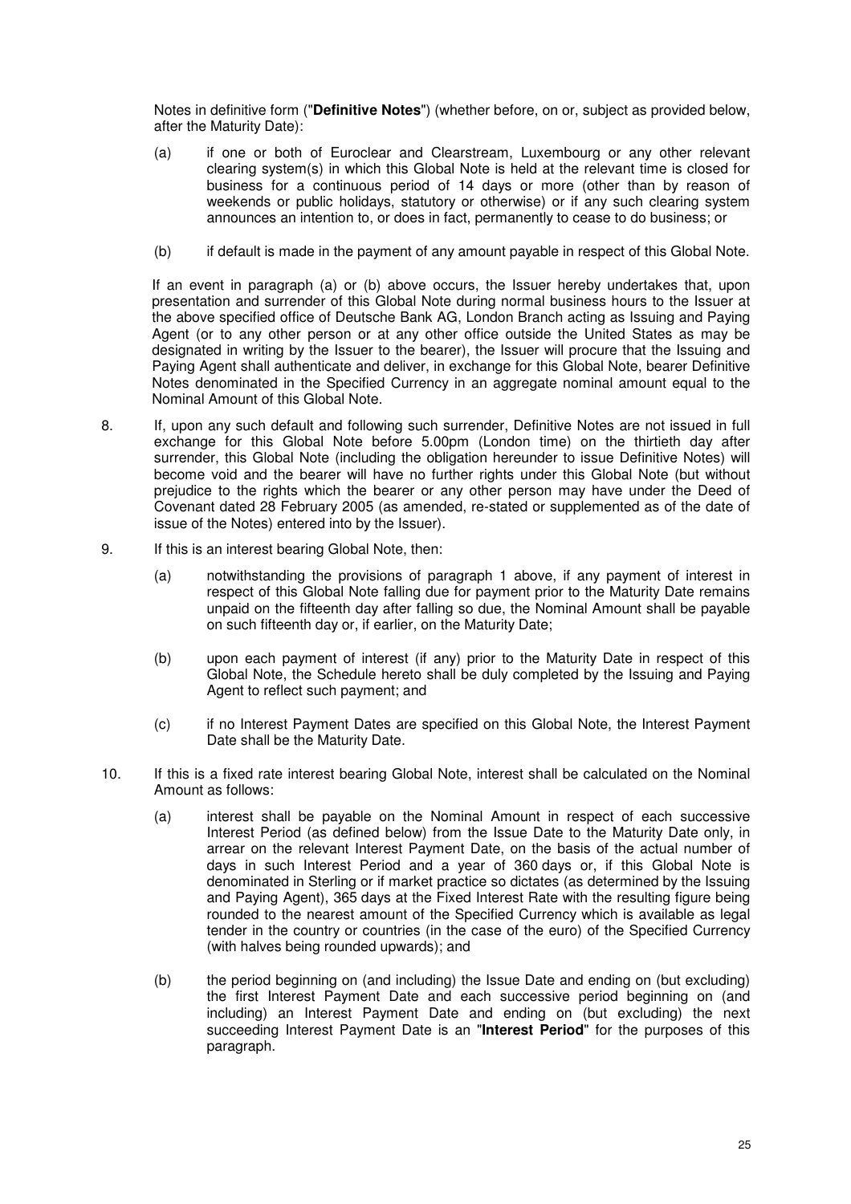Notes in definitive form ("**Definitive Notes**") (whether before, on or, subject as provided below, after the Maturity Date):

(a) if one or both of Euroclear and Clearstream, Luxembourg or any other relevant clearing system(s) in which this Global Note is held at the relevant time is closed for business for a continuous period of 14 days or more (other than by reason of weekends or public holidays, statutory or otherwise) or if any such clearing system announces an intention to, or does in fact, permanently to cease to do business; or

(b) if default is made in the payment of any amount payable in respect of this Global Note.

If an event in paragraph (a) or (b) above occurs, the Issuer hereby undertakes that, upon presentation and surrender of this Global Note during normal business hours to the Issuer at the above specified office of Deutsche Bank AG, London Branch acting as Issuing and Paying Agent (or to any other person or at any other office outside the United States as may be designated in writing by the Issuer to the bearer), the Issuer will procure that the Issuing and Paying Agent shall authenticate and deliver, in exchange for this Global Note, bearer Definitive Notes denominated in the Specified Currency in an aggregate nominal amount equal to the Nominal Amount of this Global Note.

8. If, upon any such default and following such surrender, Definitive Notes are not issued in full exchange for this Global Note before 5.00pm (London time) on the thirtieth day after surrender, this Global Note (including the obligation hereunder to issue Definitive Notes) will become void and the bearer will have no further rights under this Global Note (but without prejudice to the rights which the bearer or any other person may have under the Deed of Covenant dated 28 February 2005 (as amended, re-stated or supplemented as of the date of issue of the Notes) entered into by the Issuer).

9. If this is an interest bearing Global Note, then:

   (a) notwithstanding the provisions of paragraph 1 above, if any payment of interest in respect of this Global Note falling due for payment prior to the Maturity Date remains unpaid on the fifteenth day after falling so due, the Nominal Amount shall be payable on such fifteenth day or, if earlier, on the Maturity Date;

   (b) upon each payment of interest (if any) prior to the Maturity Date in respect of this Global Note, the Schedule hereto shall be duly completed by the Issuing and Paying Agent to reflect such payment; and

   (c) if no Interest Payment Dates are specified on this Global Note, the Interest Payment Date shall be the Maturity Date.

10. If this is a fixed rate interest bearing Global Note, interest shall be calculated on the Nominal Amount as follows:

   (a) interest shall be payable on the Nominal Amount in respect of each successive Interest Period (as defined below) from the Issue Date to the Maturity Date only, in arrear on the relevant Interest Payment Date, on the basis of the actual number of days in such Interest Period and a year of 360 days or, if this Global Note is denominated in Sterling or if market practice so dictates (as determined by the Issuing and Paying Agent), 365 days at the Fixed Interest Rate with the resulting figure being rounded to the nearest amount of the Specified Currency which is available as legal tender in the country or countries (in the case of the euro) of the Specified Currency (with halves being rounded upwards); and

   (b) the period beginning on (and including) the Issue Date and ending on (but excluding) the first Interest Payment Date and each successive period beginning on (and including) an Interest Payment Date and ending on (but excluding) the next succeeding Interest Payment Date is an "**Interest Period**" for the purposes of this paragraph.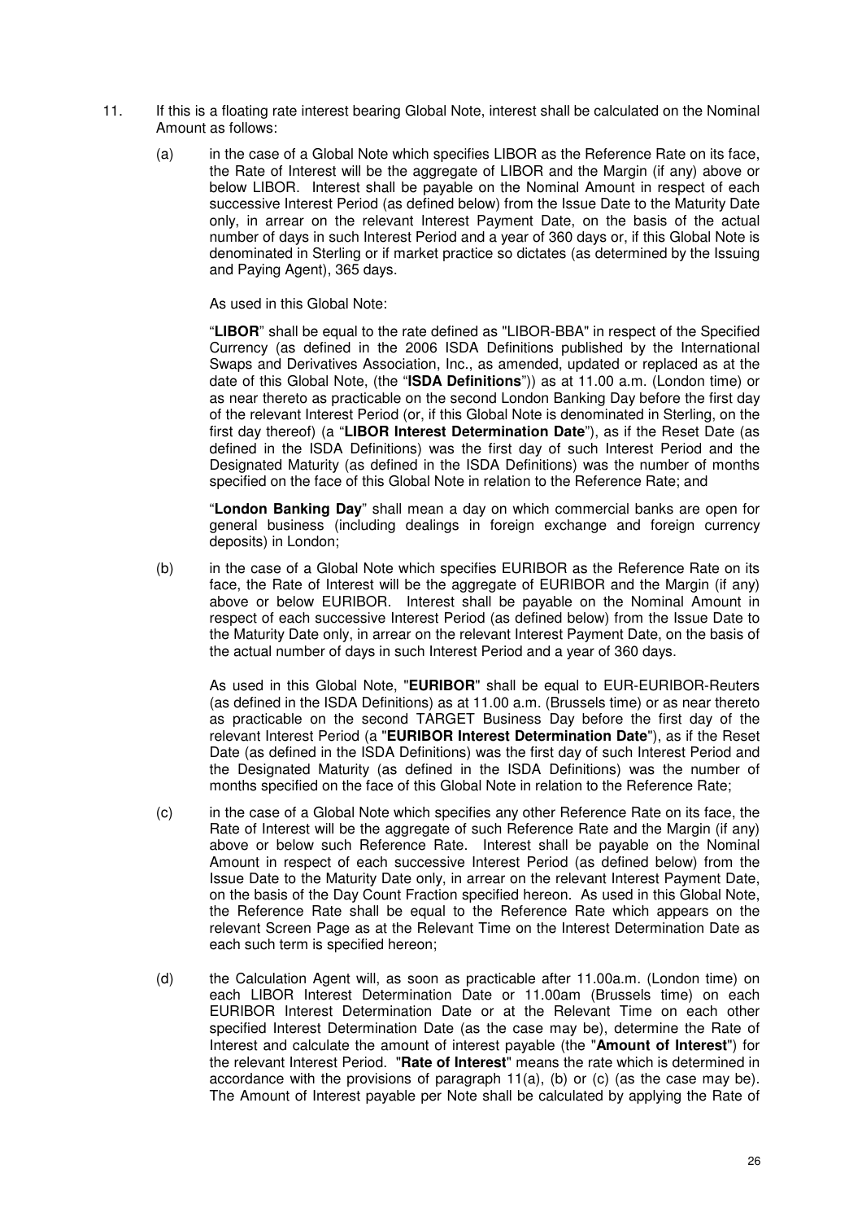11. If this is a floating rate interest bearing Global Note, interest shall be calculated on the Nominal Amount as follows:

    (a) in the case of a Global Note which specifies LIBOR as the Reference Rate on its face, the Rate of Interest will be the aggregate of LIBOR and the Margin (if any) above or below LIBOR. Interest shall be payable on the Nominal Amount in respect of each successive Interest Period (as defined below) from the Issue Date to the Maturity Date only, in arrear on the relevant Interest Payment Date, on the basis of the actual number of days in such Interest Period and a year of 360 days or, if this Global Note is denominated in Sterling or if market practice so dictates (as determined by the Issuing and Paying Agent), 365 days.

       As used in this Global Note:

       "**LIBOR**" shall be equal to the rate defined as "LIBOR-BBA" in respect of the Specified Currency (as defined in the 2006 ISDA Definitions published by the International Swaps and Derivatives Association, Inc., as amended, updated or replaced as at the date of this Global Note, (the "**ISDA Definitions**")) as at 11.00 a.m. (London time) or as near thereto as practicable on the second London Banking Day before the first day of the relevant Interest Period (or, if this Global Note is denominated in Sterling, on the first day thereof) (a "**LIBOR Interest Determination Date**"), as if the Reset Date (as defined in the ISDA Definitions) was the first day of such Interest Period and the Designated Maturity (as defined in the ISDA Definitions) was the number of months specified on the face of this Global Note in relation to the Reference Rate; and

       "**London Banking Day**" shall mean a day on which commercial banks are open for general business (including dealings in foreign exchange and foreign currency deposits) in London;

    (b) in the case of a Global Note which specifies EURIBOR as the Reference Rate on its face, the Rate of Interest will be the aggregate of EURIBOR and the Margin (if any) above or below EURIBOR. Interest shall be payable on the Nominal Amount in respect of each successive Interest Period (as defined below) from the Issue Date to the Maturity Date only, in arrear on the relevant Interest Payment Date, on the basis of the actual number of days in such Interest Period and a year of 360 days.

       As used in this Global Note, "**EURIBOR**" shall be equal to EUR-EURIBOR-Reuters (as defined in the ISDA Definitions) as at 11.00 a.m. (Brussels time) or as near thereto as practicable on the second TARGET Business Day before the first day of the relevant Interest Period (a "**EURIBOR Interest Determination Date**"), as if the Reset Date (as defined in the ISDA Definitions) was the first day of such Interest Period and the Designated Maturity (as defined in the ISDA Definitions) was the number of months specified on the face of this Global Note in relation to the Reference Rate;

    (c) in the case of a Global Note which specifies any other Reference Rate on its face, the Rate of Interest will be the aggregate of such Reference Rate and the Margin (if any) above or below such Reference Rate. Interest shall be payable on the Nominal Amount in respect of each successive Interest Period (as defined below) from the Issue Date to the Maturity Date only, in arrear on the relevant Interest Payment Date, on the basis of the Day Count Fraction specified hereon. As used in this Global Note, the Reference Rate shall be equal to the Reference Rate which appears on the relevant Screen Page as at the Relevant Time on the Interest Determination Date as each such term is specified hereon;

    (d) the Calculation Agent will, as soon as practicable after 11.00a.m. (London time) on each LIBOR Interest Determination Date or 11.00am (Brussels time) on each EURIBOR Interest Determination Date or at the Relevant Time on each other specified Interest Determination Date (as the case may be), determine the Rate of Interest and calculate the amount of interest payable (the "**Amount of Interest**") for the relevant Interest Period. "**Rate of Interest**" means the rate which is determined in accordance with the provisions of paragraph 11(a), (b) or (c) (as the case may be). The Amount of Interest payable per Note shall be calculated by applying the Rate of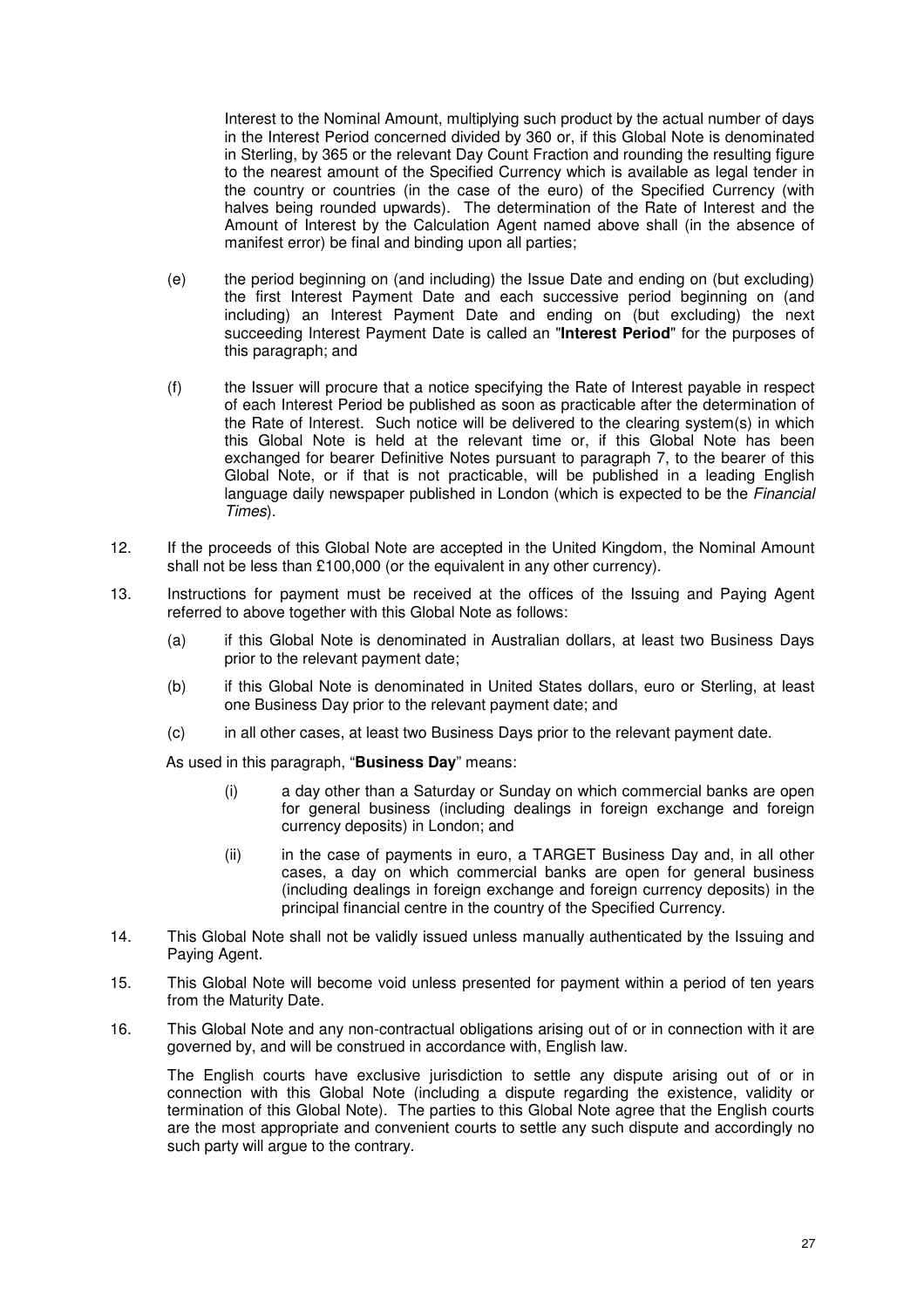Interest to the Nominal Amount, multiplying such product by the actual number of days in the Interest Period concerned divided by 360 or, if this Global Note is denominated in Sterling, by 365 or the relevant Day Count Fraction and rounding the resulting figure to the nearest amount of the Specified Currency which is available as legal tender in the country or countries (in the case of the euro) of the Specified Currency (with halves being rounded upwards). The determination of the Rate of Interest and the Amount of Interest by the Calculation Agent named above shall (in the absence of manifest error) be final and binding upon all parties;

(e) the period beginning on (and including) the Issue Date and ending on (but excluding) the first Interest Payment Date and each successive period beginning on (and including) an Interest Payment Date and ending on (but excluding) the next succeeding Interest Payment Date is called an "**Interest Period**" for the purposes of this paragraph; and

(f) the Issuer will procure that a notice specifying the Rate of Interest payable in respect of each Interest Period be published as soon as practicable after the determination of the Rate of Interest. Such notice will be delivered to the clearing system(s) in which this Global Note is held at the relevant time or, if this Global Note has been exchanged for bearer Definitive Notes pursuant to paragraph 7, to the bearer of this Global Note, or if that is not practicable, will be published in a leading English language daily newspaper published in London (which is expected to be the *Financial Times*).

12. If the proceeds of this Global Note are accepted in the United Kingdom, the Nominal Amount shall not be less than £100,000 (or the equivalent in any other currency).

13. Instructions for payment must be received at the offices of the Issuing and Paying Agent referred to above together with this Global Note as follows:

    (a) if this Global Note is denominated in Australian dollars, at least two Business Days prior to the relevant payment date;

    (b) if this Global Note is denominated in United States dollars, euro or Sterling, at least one Business Day prior to the relevant payment date; and

    (c) in all other cases, at least two Business Days prior to the relevant payment date.

    As used in this paragraph, "**Business Day**" means:

    (i) a day other than a Saturday or Sunday on which commercial banks are open for general business (including dealings in foreign exchange and foreign currency deposits) in London; and

    (ii) in the case of payments in euro, a TARGET Business Day and, in all other cases, a day on which commercial banks are open for general business (including dealings in foreign exchange and foreign currency deposits) in the principal financial centre in the country of the Specified Currency.

14. This Global Note shall not be validly issued unless manually authenticated by the Issuing and Paying Agent.

15. This Global Note will become void unless presented for payment within a period of ten years from the Maturity Date.

16. This Global Note and any non-contractual obligations arising out of or in connection with it are governed by, and will be construed in accordance with, English law.

    The English courts have exclusive jurisdiction to settle any dispute arising out of or in connection with this Global Note (including a dispute regarding the existence, validity or termination of this Global Note). The parties to this Global Note agree that the English courts are the most appropriate and convenient courts to settle any such dispute and accordingly no such party will argue to the contrary.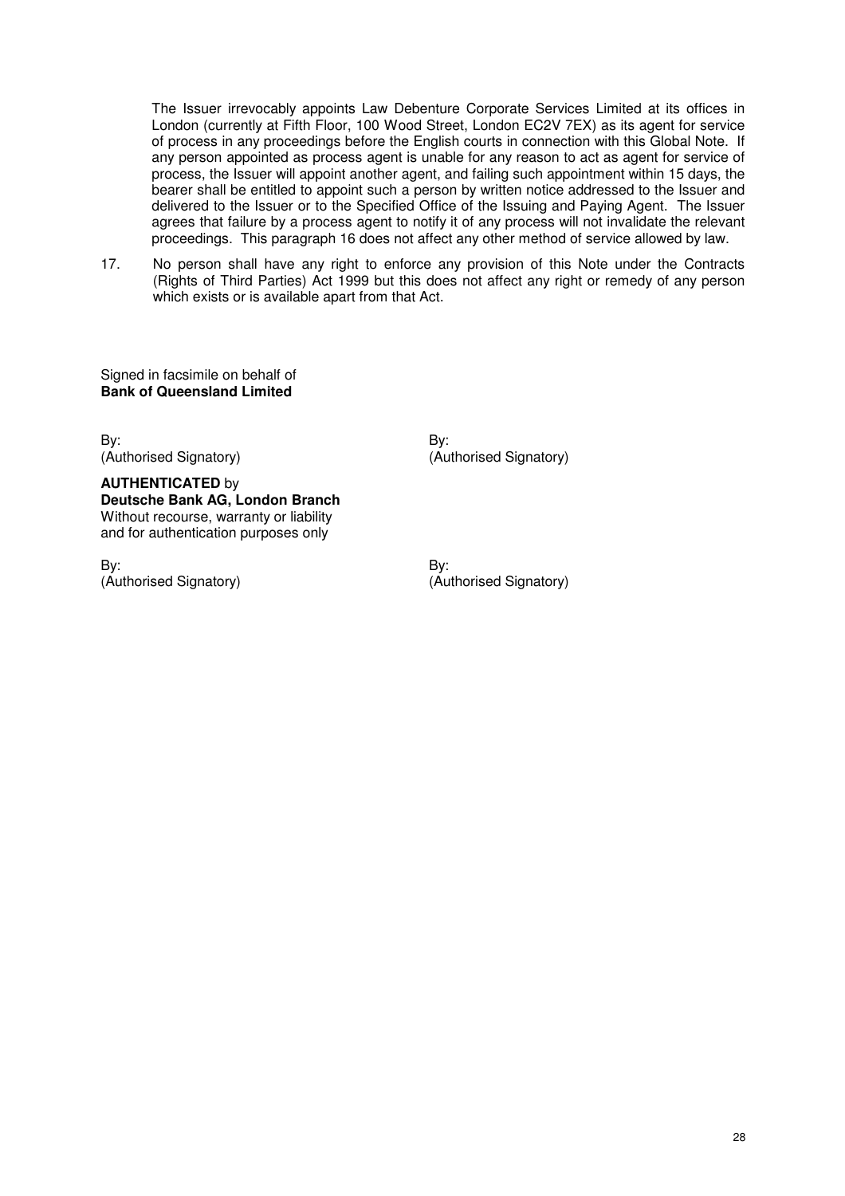The Issuer irrevocably appoints Law Debenture Corporate Services Limited at its offices in London (currently at Fifth Floor, 100 Wood Street, London EC2V 7EX) as its agent for service of process in any proceedings before the English courts in connection with this Global Note. If any person appointed as process agent is unable for any reason to act as agent for service of process, the Issuer will appoint another agent, and failing such appointment within 15 days, the bearer shall be entitled to appoint such a person by written notice addressed to the Issuer and delivered to the Issuer or to the Specified Office of the Issuing and Paying Agent. The Issuer agrees that failure by a process agent to notify it of any process will not invalidate the relevant proceedings. This paragraph 16 does not affect any other method of service allowed by law.

17. No person shall have any right to enforce any provision of this Note under the Contracts (Rights of Third Parties) Act 1999 but this does not affect any right or remedy of any person which exists or is available apart from that Act.

Signed in facsimile on behalf of
**Bank of Queensland Limited**

By:
(Authorised Signatory)

By:
(Authorised Signatory)

**AUTHENTICATED** by
**Deutsche Bank AG, London Branch**
Without recourse, warranty or liability
and for authentication purposes only

By:
(Authorised Signatory)

By:
(Authorised Signatory)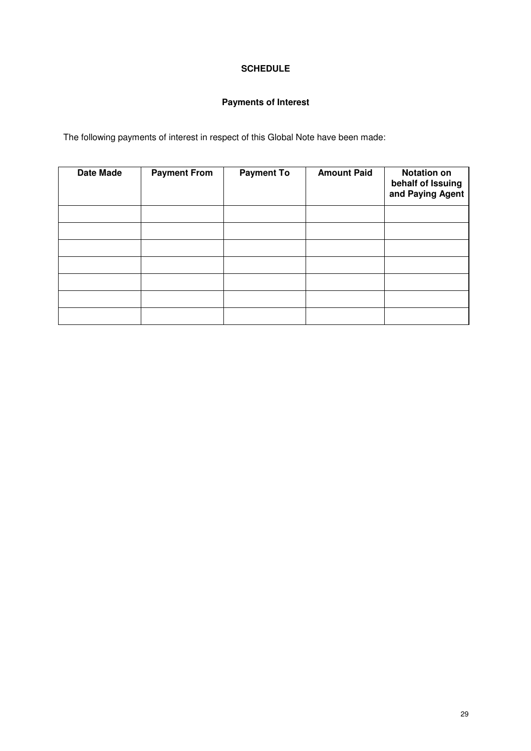# SCHEDULE

## Payments of Interest

The following payments of interest in respect of this Global Note have been made:

| Date Made | Payment From | Payment To | Amount Paid | Notation on behalf of Issuing and Paying Agent |
|---|---|---|---|---|
| | | | | |
| | | | | |
| | | | | |
| | | | | |
| | | | | |
| | | | | |
| | | | | |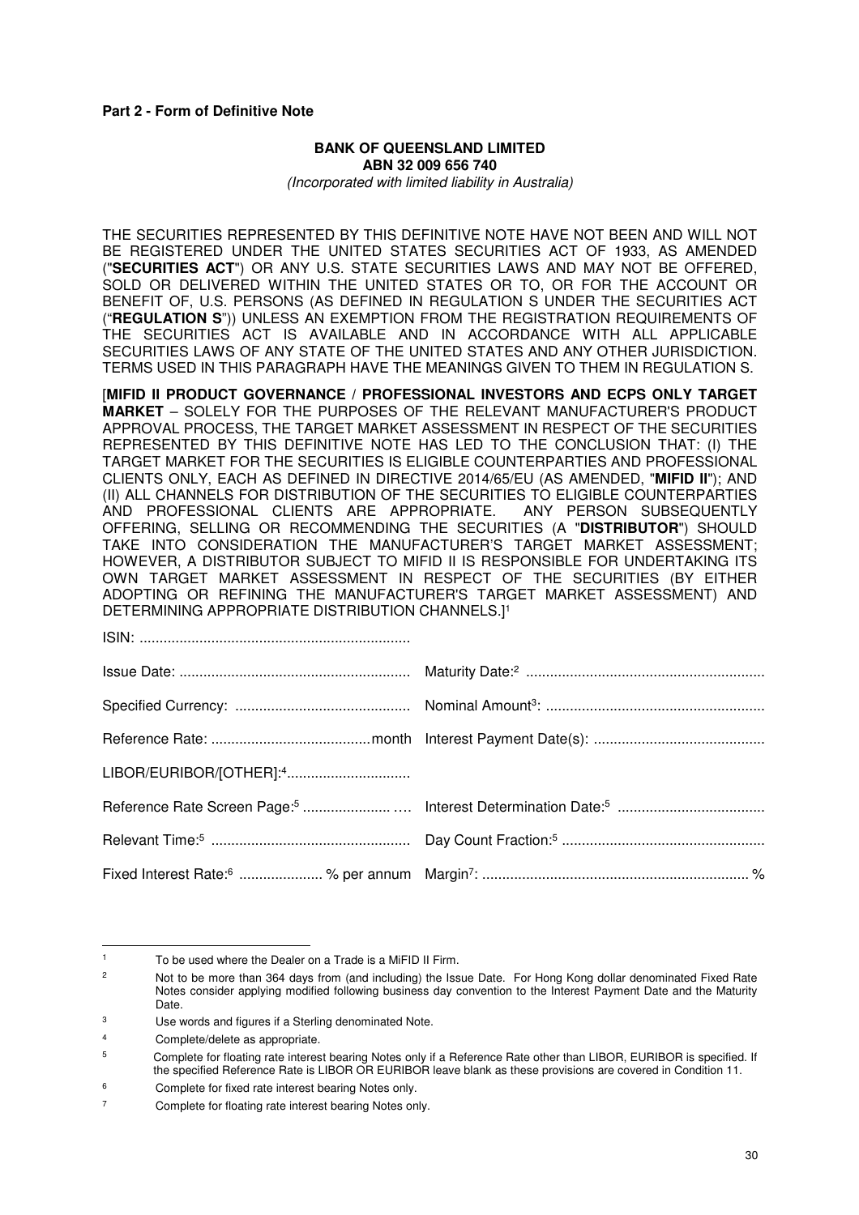**Part 2 - Form of Definitive Note**

**BANK OF QUEENSLAND LIMITED**
**ABN 32 009 656 740**
*(Incorporated with limited liability in Australia)*

THE SECURITIES REPRESENTED BY THIS DEFINITIVE NOTE HAVE NOT BEEN AND WILL NOT BE REGISTERED UNDER THE UNITED STATES SECURITIES ACT OF 1933, AS AMENDED ("**SECURITIES ACT**") OR ANY U.S. STATE SECURITIES LAWS AND MAY NOT BE OFFERED, SOLD OR DELIVERED WITHIN THE UNITED STATES OR TO, OR FOR THE ACCOUNT OR BENEFIT OF, U.S. PERSONS (AS DEFINED IN REGULATION S UNDER THE SECURITIES ACT ("**REGULATION S**")) UNLESS AN EXEMPTION FROM THE REGISTRATION REQUIREMENTS OF THE SECURITIES ACT IS AVAILABLE AND IN ACCORDANCE WITH ALL APPLICABLE SECURITIES LAWS OF ANY STATE OF THE UNITED STATES AND ANY OTHER JURISDICTION. TERMS USED IN THIS PARAGRAPH HAVE THE MEANINGS GIVEN TO THEM IN REGULATION S.

[**MIFID II PRODUCT GOVERNANCE / PROFESSIONAL INVESTORS AND ECPS ONLY TARGET MARKET** – SOLELY FOR THE PURPOSES OF THE RELEVANT MANUFACTURER'S PRODUCT APPROVAL PROCESS, THE TARGET MARKET ASSESSMENT IN RESPECT OF THE SECURITIES REPRESENTED BY THIS DEFINITIVE NOTE HAS LED TO THE CONCLUSION THAT: (I) THE TARGET MARKET FOR THE SECURITIES IS ELIGIBLE COUNTERPARTIES AND PROFESSIONAL CLIENTS ONLY, EACH AS DEFINED IN DIRECTIVE 2014/65/EU (AS AMENDED, "**MIFID II**"); AND (II) ALL CHANNELS FOR DISTRIBUTION OF THE SECURITIES TO ELIGIBLE COUNTERPARTIES AND PROFESSIONAL CLIENTS ARE APPROPRIATE. ANY PERSON SUBSEQUENTLY OFFERING, SELLING OR RECOMMENDING THE SECURITIES (A "**DISTRIBUTOR**") SHOULD TAKE INTO CONSIDERATION THE MANUFACTURER'S TARGET MARKET ASSESSMENT; HOWEVER, A DISTRIBUTOR SUBJECT TO MIFID II IS RESPONSIBLE FOR UNDERTAKING ITS OWN TARGET MARKET ASSESSMENT IN RESPECT OF THE SECURITIES (BY EITHER ADOPTING OR REFINING THE MANUFACTURER'S TARGET MARKET ASSESSMENT) AND DETERMINING APPROPRIATE DISTRIBUTION CHANNELS.][1]

ISIN: ....................................................................

| | |
|---|---|
| Issue Date: .......................................................... | Maturity Date:[2] ........................................................... |
| Specified Currency: ........................................... | Nominal Amount[3]: ...................................................... |
| Reference Rate: ........................................month | Interest Payment Date(s): .......................................... |
| LIBOR/EURIBOR/[OTHER]:[4].............................. | |
| Reference Rate Screen Page:[5] ..................... …. | Interest Determination Date:[5] .................................... |
| Relevant Time:[5] ................................................. | Day Count Fraction:[5] .................................................. |
| Fixed Interest Rate:[6] .................... % per annum | Margin[7]: .................................................................. % |

[1] To be used where the Dealer on a Trade is a MiFID II Firm.

[2] Not to be more than 364 days from (and including) the Issue Date. For Hong Kong dollar denominated Fixed Rate Notes consider applying modified following business day convention to the Interest Payment Date and the Maturity Date.

[3] Use words and figures if a Sterling denominated Note.

[4] Complete/delete as appropriate.

[5] Complete for floating rate interest bearing Notes only if a Reference Rate other than LIBOR, EURIBOR is specified. If the specified Reference Rate is LIBOR OR EURIBOR leave blank as these provisions are covered in Condition 11.

[6] Complete for fixed rate interest bearing Notes only.

[7] Complete for floating rate interest bearing Notes only.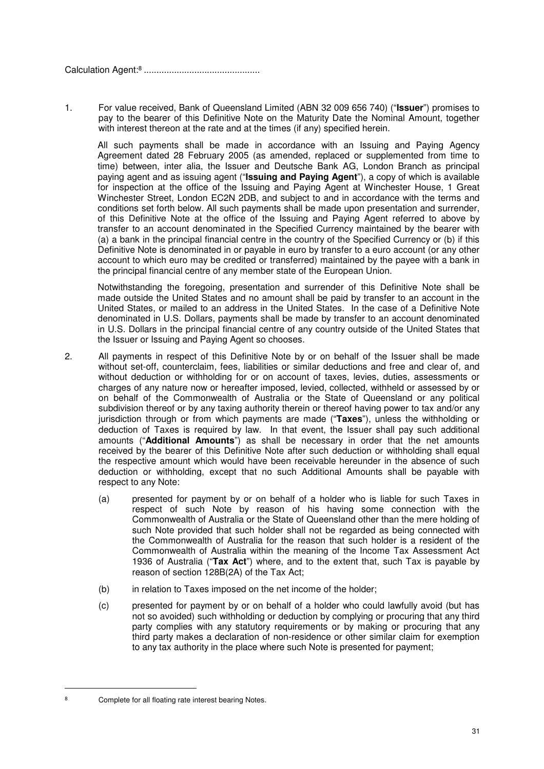Calculation Agent:[8] .............................................

1. For value received, Bank of Queensland Limited (ABN 32 009 656 740) ("**Issuer**") promises to pay to the bearer of this Definitive Note on the Maturity Date the Nominal Amount, together with interest thereon at the rate and at the times (if any) specified herein.

   All such payments shall be made in accordance with an Issuing and Paying Agency Agreement dated 28 February 2005 (as amended, replaced or supplemented from time to time) between, inter alia, the Issuer and Deutsche Bank AG, London Branch as principal paying agent and as issuing agent ("**Issuing and Paying Agent**"), a copy of which is available for inspection at the office of the Issuing and Paying Agent at Winchester House, 1 Great Winchester Street, London EC2N 2DB, and subject to and in accordance with the terms and conditions set forth below. All such payments shall be made upon presentation and surrender, of this Definitive Note at the office of the Issuing and Paying Agent referred to above by transfer to an account denominated in the Specified Currency maintained by the bearer with (a) a bank in the principal financial centre in the country of the Specified Currency or (b) if this Definitive Note is denominated in or payable in euro by transfer to a euro account (or any other account to which euro may be credited or transferred) maintained by the payee with a bank in the principal financial centre of any member state of the European Union.

   Notwithstanding the foregoing, presentation and surrender of this Definitive Note shall be made outside the United States and no amount shall be paid by transfer to an account in the United States, or mailed to an address in the United States. In the case of a Definitive Note denominated in U.S. Dollars, payments shall be made by transfer to an account denominated in U.S. Dollars in the principal financial centre of any country outside of the United States that the Issuer or Issuing and Paying Agent so chooses.

2. All payments in respect of this Definitive Note by or on behalf of the Issuer shall be made without set-off, counterclaim, fees, liabilities or similar deductions and free and clear of, and without deduction or withholding for or on account of taxes, levies, duties, assessments or charges of any nature now or hereafter imposed, levied, collected, withheld or assessed by or on behalf of the Commonwealth of Australia or the State of Queensland or any political subdivision thereof or by any taxing authority therein or thereof having power to tax and/or any jurisdiction through or from which payments are made ("**Taxes**"), unless the withholding or deduction of Taxes is required by law. In that event, the Issuer shall pay such additional amounts ("**Additional Amounts**") as shall be necessary in order that the net amounts received by the bearer of this Definitive Note after such deduction or withholding shall equal the respective amount which would have been receivable hereunder in the absence of such deduction or withholding, except that no such Additional Amounts shall be payable with respect to any Note:

   (a) presented for payment by or on behalf of a holder who is liable for such Taxes in respect of such Note by reason of his having some connection with the Commonwealth of Australia or the State of Queensland other than the mere holding of such Note provided that such holder shall not be regarded as being connected with the Commonwealth of Australia for the reason that such holder is a resident of the Commonwealth of Australia within the meaning of the Income Tax Assessment Act 1936 of Australia ("**Tax Act**") where, and to the extent that, such Tax is payable by reason of section 128B(2A) of the Tax Act;

   (b) in relation to Taxes imposed on the net income of the holder;

   (c) presented for payment by or on behalf of a holder who could lawfully avoid (but has not so avoided) such withholding or deduction by complying or procuring that any third party complies with any statutory requirements or by making or procuring that any third party makes a declaration of non-residence or other similar claim for exemption to any tax authority in the place where such Note is presented for payment;

---

[8] Complete for all floating rate interest bearing Notes.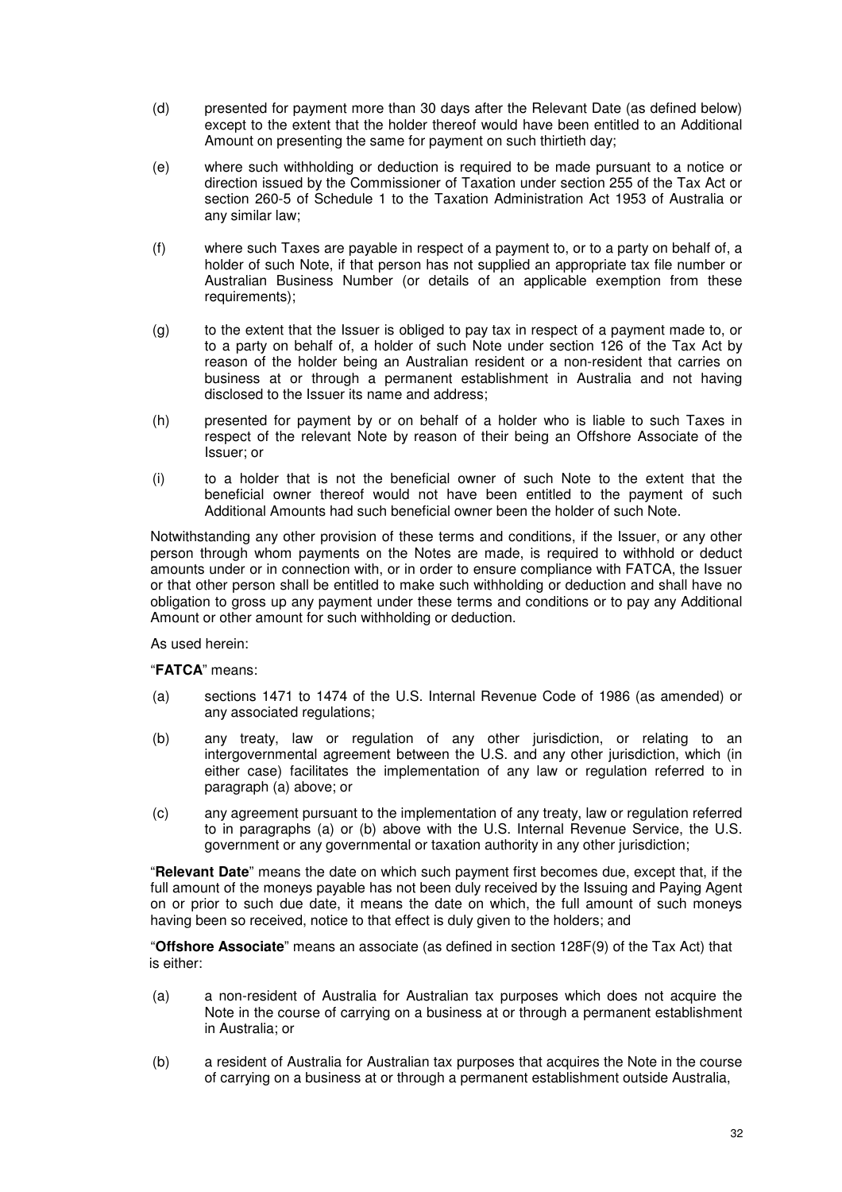(d) presented for payment more than 30 days after the Relevant Date (as defined below) except to the extent that the holder thereof would have been entitled to an Additional Amount on presenting the same for payment on such thirtieth day;

(e) where such withholding or deduction is required to be made pursuant to a notice or direction issued by the Commissioner of Taxation under section 255 of the Tax Act or section 260-5 of Schedule 1 to the Taxation Administration Act 1953 of Australia or any similar law;

(f) where such Taxes are payable in respect of a payment to, or to a party on behalf of, a holder of such Note, if that person has not supplied an appropriate tax file number or Australian Business Number (or details of an applicable exemption from these requirements);

(g) to the extent that the Issuer is obliged to pay tax in respect of a payment made to, or to a party on behalf of, a holder of such Note under section 126 of the Tax Act by reason of the holder being an Australian resident or a non-resident that carries on business at or through a permanent establishment in Australia and not having disclosed to the Issuer its name and address;

(h) presented for payment by or on behalf of a holder who is liable to such Taxes in respect of the relevant Note by reason of their being an Offshore Associate of the Issuer; or

(i) to a holder that is not the beneficial owner of such Note to the extent that the beneficial owner thereof would not have been entitled to the payment of such Additional Amounts had such beneficial owner been the holder of such Note.

Notwithstanding any other provision of these terms and conditions, if the Issuer, or any other person through whom payments on the Notes are made, is required to withhold or deduct amounts under or in connection with, or in order to ensure compliance with FATCA, the Issuer or that other person shall be entitled to make such withholding or deduction and shall have no obligation to gross up any payment under these terms and conditions or to pay any Additional Amount or other amount for such withholding or deduction.

As used herein:

"**FATCA**" means:

(a) sections 1471 to 1474 of the U.S. Internal Revenue Code of 1986 (as amended) or any associated regulations;

(b) any treaty, law or regulation of any other jurisdiction, or relating to an intergovernmental agreement between the U.S. and any other jurisdiction, which (in either case) facilitates the implementation of any law or regulation referred to in paragraph (a) above; or

(c) any agreement pursuant to the implementation of any treaty, law or regulation referred to in paragraphs (a) or (b) above with the U.S. Internal Revenue Service, the U.S. government or any governmental or taxation authority in any other jurisdiction;

"**Relevant Date**" means the date on which such payment first becomes due, except that, if the full amount of the moneys payable has not been duly received by the Issuing and Paying Agent on or prior to such due date, it means the date on which, the full amount of such moneys having been so received, notice to that effect is duly given to the holders; and

"**Offshore Associate**" means an associate (as defined in section 128F(9) of the Tax Act) that is either:

(a) a non-resident of Australia for Australian tax purposes which does not acquire the Note in the course of carrying on a business at or through a permanent establishment in Australia; or

(b) a resident of Australia for Australian tax purposes that acquires the Note in the course of carrying on a business at or through a permanent establishment outside Australia,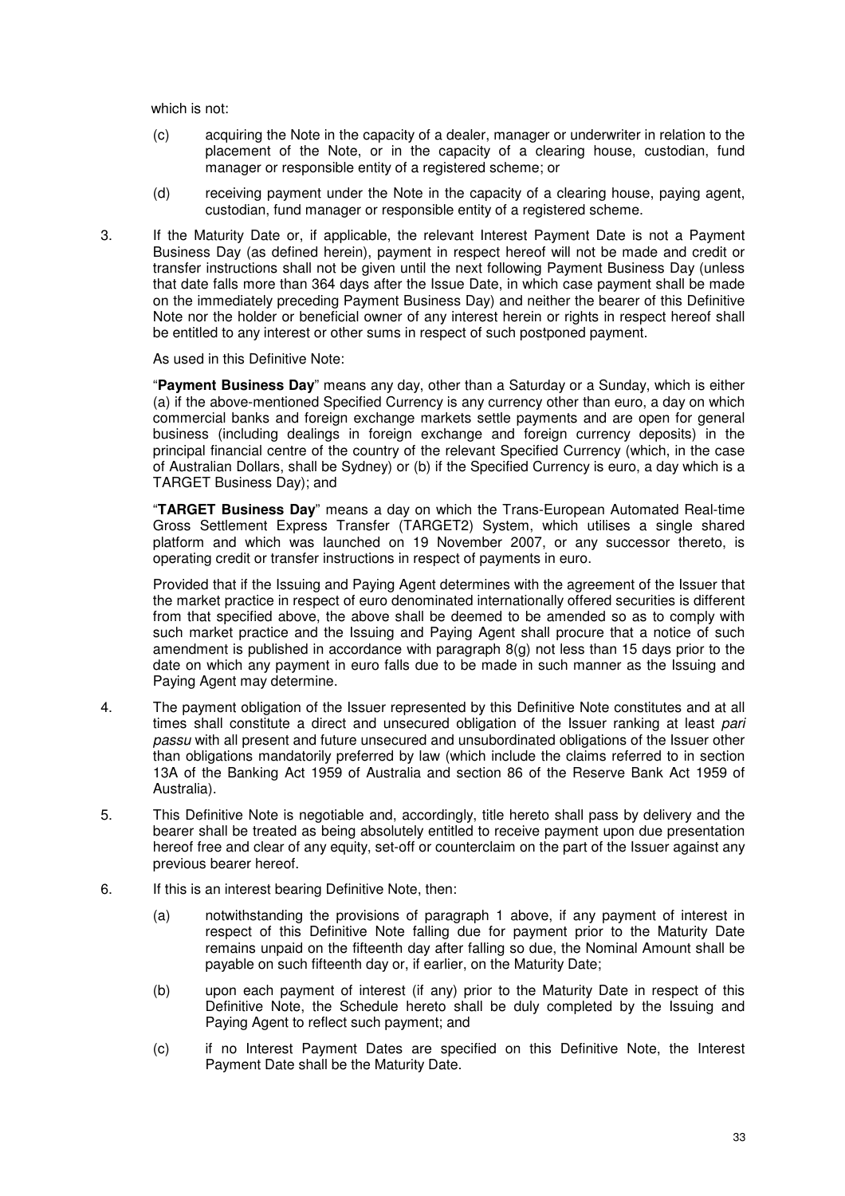which is not:

(c) acquiring the Note in the capacity of a dealer, manager or underwriter in relation to the placement of the Note, or in the capacity of a clearing house, custodian, fund manager or responsible entity of a registered scheme; or

(d) receiving payment under the Note in the capacity of a clearing house, paying agent, custodian, fund manager or responsible entity of a registered scheme.

3. If the Maturity Date or, if applicable, the relevant Interest Payment Date is not a Payment Business Day (as defined herein), payment in respect hereof will not be made and credit or transfer instructions shall not be given until the next following Payment Business Day (unless that date falls more than 364 days after the Issue Date, in which case payment shall be made on the immediately preceding Payment Business Day) and neither the bearer of this Definitive Note nor the holder or beneficial owner of any interest herein or rights in respect hereof shall be entitled to any interest or other sums in respect of such postponed payment.

   As used in this Definitive Note:

   "**Payment Business Day**" means any day, other than a Saturday or a Sunday, which is either (a) if the above-mentioned Specified Currency is any currency other than euro, a day on which commercial banks and foreign exchange markets settle payments and are open for general business (including dealings in foreign exchange and foreign currency deposits) in the principal financial centre of the country of the relevant Specified Currency (which, in the case of Australian Dollars, shall be Sydney) or (b) if the Specified Currency is euro, a day which is a TARGET Business Day); and

   "**TARGET Business Day**" means a day on which the Trans-European Automated Real-time Gross Settlement Express Transfer (TARGET2) System, which utilises a single shared platform and which was launched on 19 November 2007, or any successor thereto, is operating credit or transfer instructions in respect of payments in euro.

   Provided that if the Issuing and Paying Agent determines with the agreement of the Issuer that the market practice in respect of euro denominated internationally offered securities is different from that specified above, the above shall be deemed to be amended so as to comply with such market practice and the Issuing and Paying Agent shall procure that a notice of such amendment is published in accordance with paragraph 8(g) not less than 15 days prior to the date on which any payment in euro falls due to be made in such manner as the Issuing and Paying Agent may determine.

4. The payment obligation of the Issuer represented by this Definitive Note constitutes and at all times shall constitute a direct and unsecured obligation of the Issuer ranking at least *pari passu* with all present and future unsecured and unsubordinated obligations of the Issuer other than obligations mandatorily preferred by law (which include the claims referred to in section 13A of the Banking Act 1959 of Australia and section 86 of the Reserve Bank Act 1959 of Australia).

5. This Definitive Note is negotiable and, accordingly, title hereto shall pass by delivery and the bearer shall be treated as being absolutely entitled to receive payment upon due presentation hereof free and clear of any equity, set-off or counterclaim on the part of the Issuer against any previous bearer hereof.

6. If this is an interest bearing Definitive Note, then:

   (a) notwithstanding the provisions of paragraph 1 above, if any payment of interest in respect of this Definitive Note falling due for payment prior to the Maturity Date remains unpaid on the fifteenth day after falling so due, the Nominal Amount shall be payable on such fifteenth day or, if earlier, on the Maturity Date;

   (b) upon each payment of interest (if any) prior to the Maturity Date in respect of this Definitive Note, the Schedule hereto shall be duly completed by the Issuing and Paying Agent to reflect such payment; and

   (c) if no Interest Payment Dates are specified on this Definitive Note, the Interest Payment Date shall be the Maturity Date.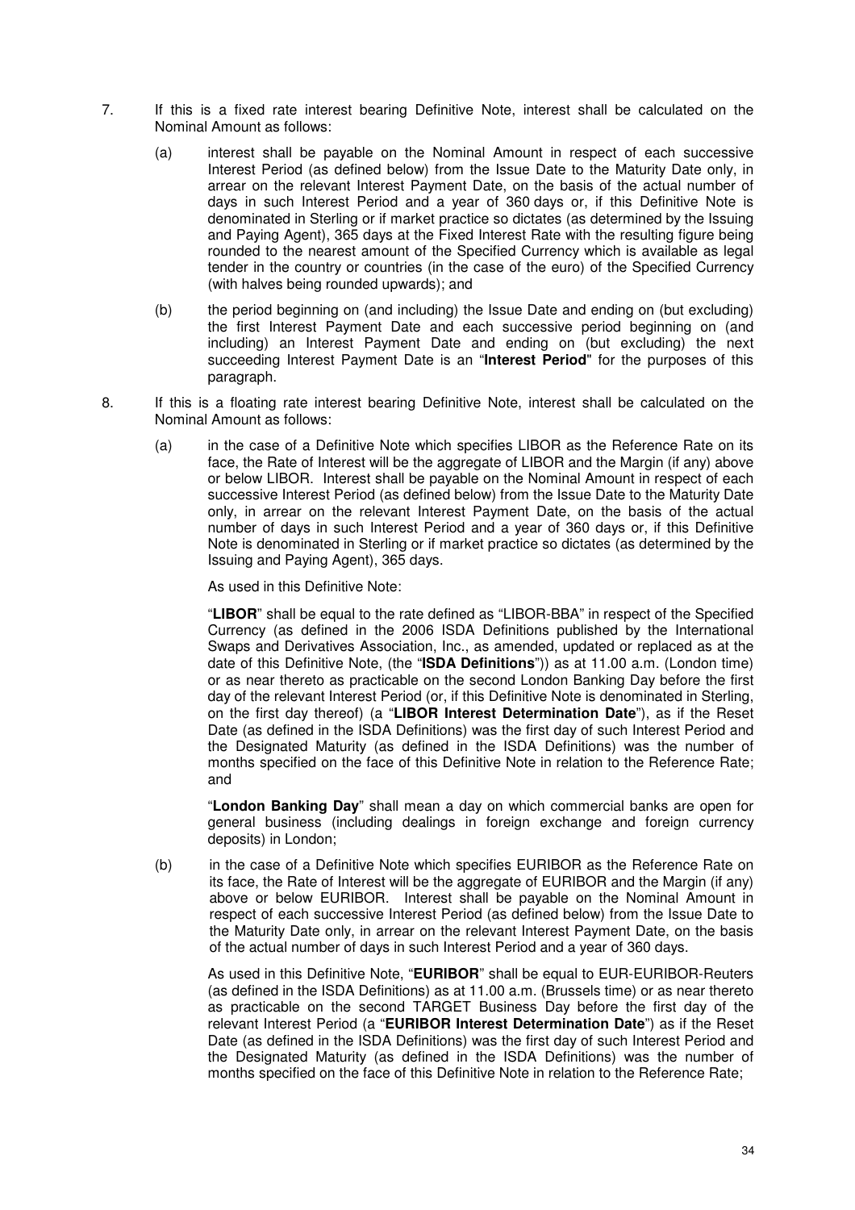7. If this is a fixed rate interest bearing Definitive Note, interest shall be calculated on the Nominal Amount as follows:

   (a) interest shall be payable on the Nominal Amount in respect of each successive Interest Period (as defined below) from the Issue Date to the Maturity Date only, in arrear on the relevant Interest Payment Date, on the basis of the actual number of days in such Interest Period and a year of 360 days or, if this Definitive Note is denominated in Sterling or if market practice so dictates (as determined by the Issuing and Paying Agent), 365 days at the Fixed Interest Rate with the resulting figure being rounded to the nearest amount of the Specified Currency which is available as legal tender in the country or countries (in the case of the euro) of the Specified Currency (with halves being rounded upwards); and

   (b) the period beginning on (and including) the Issue Date and ending on (but excluding) the first Interest Payment Date and each successive period beginning on (and including) an Interest Payment Date and ending on (but excluding) the next succeeding Interest Payment Date is an "**Interest Period**" for the purposes of this paragraph.

8. If this is a floating rate interest bearing Definitive Note, interest shall be calculated on the Nominal Amount as follows:

   (a) in the case of a Definitive Note which specifies LIBOR as the Reference Rate on its face, the Rate of Interest will be the aggregate of LIBOR and the Margin (if any) above or below LIBOR. Interest shall be payable on the Nominal Amount in respect of each successive Interest Period (as defined below) from the Issue Date to the Maturity Date only, in arrear on the relevant Interest Payment Date, on the basis of the actual number of days in such Interest Period and a year of 360 days or, if this Definitive Note is denominated in Sterling or if market practice so dictates (as determined by the Issuing and Paying Agent), 365 days.

   As used in this Definitive Note:

   "**LIBOR**" shall be equal to the rate defined as "LIBOR-BBA" in respect of the Specified Currency (as defined in the 2006 ISDA Definitions published by the International Swaps and Derivatives Association, Inc., as amended, updated or replaced as at the date of this Definitive Note, (the "**ISDA Definitions**")) as at 11.00 a.m. (London time) or as near thereto as practicable on the second London Banking Day before the first day of the relevant Interest Period (or, if this Definitive Note is denominated in Sterling, on the first day thereof) (a "**LIBOR Interest Determination Date**"), as if the Reset Date (as defined in the ISDA Definitions) was the first day of such Interest Period and the Designated Maturity (as defined in the ISDA Definitions) was the number of months specified on the face of this Definitive Note in relation to the Reference Rate; and

   "**London Banking Day**" shall mean a day on which commercial banks are open for general business (including dealings in foreign exchange and foreign currency deposits) in London;

   (b) in the case of a Definitive Note which specifies EURIBOR as the Reference Rate on its face, the Rate of Interest will be the aggregate of EURIBOR and the Margin (if any) above or below EURIBOR. Interest shall be payable on the Nominal Amount in respect of each successive Interest Period (as defined below) from the Issue Date to the Maturity Date only, in arrear on the relevant Interest Payment Date, on the basis of the actual number of days in such Interest Period and a year of 360 days.

   As used in this Definitive Note, "**EURIBOR**" shall be equal to EUR-EURIBOR-Reuters (as defined in the ISDA Definitions) as at 11.00 a.m. (Brussels time) or as near thereto as practicable on the second TARGET Business Day before the first day of the relevant Interest Period (a "**EURIBOR Interest Determination Date**") as if the Reset Date (as defined in the ISDA Definitions) was the first day of such Interest Period and the Designated Maturity (as defined in the ISDA Definitions) was the number of months specified on the face of this Definitive Note in relation to the Reference Rate;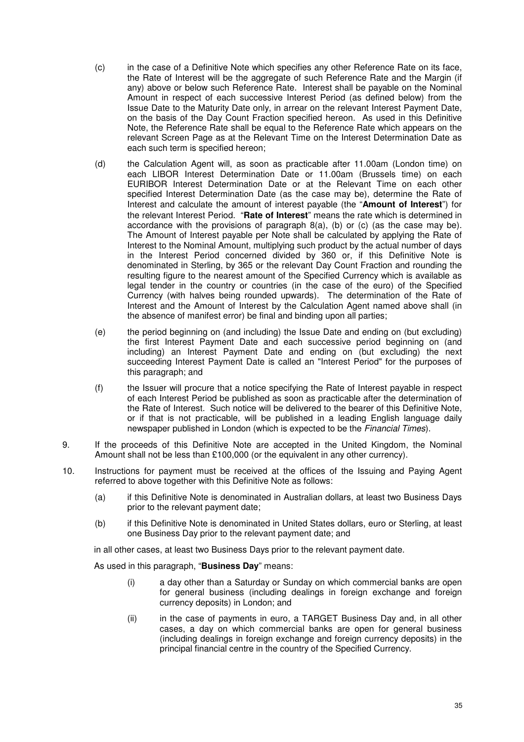(c) in the case of a Definitive Note which specifies any other Reference Rate on its face, the Rate of Interest will be the aggregate of such Reference Rate and the Margin (if any) above or below such Reference Rate. Interest shall be payable on the Nominal Amount in respect of each successive Interest Period (as defined below) from the Issue Date to the Maturity Date only, in arrear on the relevant Interest Payment Date, on the basis of the Day Count Fraction specified hereon. As used in this Definitive Note, the Reference Rate shall be equal to the Reference Rate which appears on the relevant Screen Page as at the Relevant Time on the Interest Determination Date as each such term is specified hereon;

(d) the Calculation Agent will, as soon as practicable after 11.00am (London time) on each LIBOR Interest Determination Date or 11.00am (Brussels time) on each EURIBOR Interest Determination Date or at the Relevant Time on each other specified Interest Determination Date (as the case may be), determine the Rate of Interest and calculate the amount of interest payable (the "**Amount of Interest**") for the relevant Interest Period. "**Rate of Interest**" means the rate which is determined in accordance with the provisions of paragraph 8(a), (b) or (c) (as the case may be). The Amount of Interest payable per Note shall be calculated by applying the Rate of Interest to the Nominal Amount, multiplying such product by the actual number of days in the Interest Period concerned divided by 360 or, if this Definitive Note is denominated in Sterling, by 365 or the relevant Day Count Fraction and rounding the resulting figure to the nearest amount of the Specified Currency which is available as legal tender in the country or countries (in the case of the euro) of the Specified Currency (with halves being rounded upwards). The determination of the Rate of Interest and the Amount of Interest by the Calculation Agent named above shall (in the absence of manifest error) be final and binding upon all parties;

(e) the period beginning on (and including) the Issue Date and ending on (but excluding) the first Interest Payment Date and each successive period beginning on (and including) an Interest Payment Date and ending on (but excluding) the next succeeding Interest Payment Date is called an "Interest Period" for the purposes of this paragraph; and

(f) the Issuer will procure that a notice specifying the Rate of Interest payable in respect of each Interest Period be published as soon as practicable after the determination of the Rate of Interest. Such notice will be delivered to the bearer of this Definitive Note, or if that is not practicable, will be published in a leading English language daily newspaper published in London (which is expected to be the *Financial Times*).

9. If the proceeds of this Definitive Note are accepted in the United Kingdom, the Nominal Amount shall not be less than £100,000 (or the equivalent in any other currency).

10. Instructions for payment must be received at the offices of the Issuing and Paying Agent referred to above together with this Definitive Note as follows:

(a) if this Definitive Note is denominated in Australian dollars, at least two Business Days prior to the relevant payment date;

(b) if this Definitive Note is denominated in United States dollars, euro or Sterling, at least one Business Day prior to the relevant payment date; and

in all other cases, at least two Business Days prior to the relevant payment date.

As used in this paragraph, "**Business Day**" means:

(i) a day other than a Saturday or Sunday on which commercial banks are open for general business (including dealings in foreign exchange and foreign currency deposits) in London; and

(ii) in the case of payments in euro, a TARGET Business Day and, in all other cases, a day on which commercial banks are open for general business (including dealings in foreign exchange and foreign currency deposits) in the principal financial centre in the country of the Specified Currency.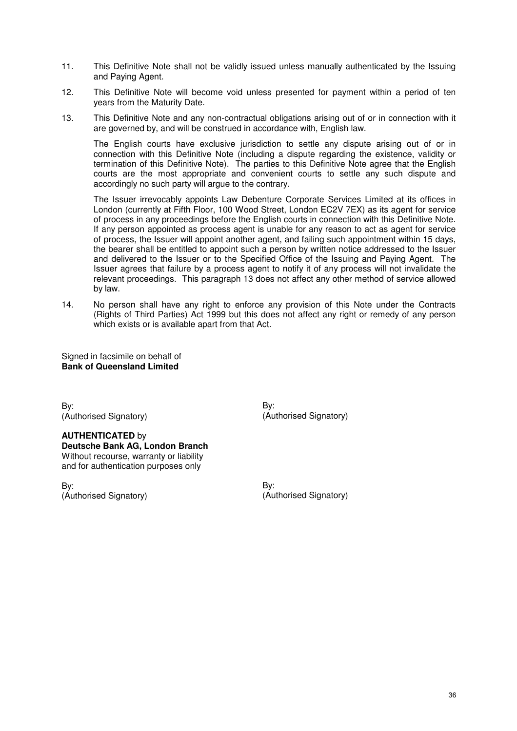11. This Definitive Note shall not be validly issued unless manually authenticated by the Issuing and Paying Agent.

12. This Definitive Note will become void unless presented for payment within a period of ten years from the Maturity Date.

13. This Definitive Note and any non-contractual obligations arising out of or in connection with it are governed by, and will be construed in accordance with, English law.

    The English courts have exclusive jurisdiction to settle any dispute arising out of or in connection with this Definitive Note (including a dispute regarding the existence, validity or termination of this Definitive Note). The parties to this Definitive Note agree that the English courts are the most appropriate and convenient courts to settle any such dispute and accordingly no such party will argue to the contrary.

    The Issuer irrevocably appoints Law Debenture Corporate Services Limited at its offices in London (currently at Fifth Floor, 100 Wood Street, London EC2V 7EX) as its agent for service of process in any proceedings before the English courts in connection with this Definitive Note. If any person appointed as process agent is unable for any reason to act as agent for service of process, the Issuer will appoint another agent, and failing such appointment within 15 days, the bearer shall be entitled to appoint such a person by written notice addressed to the Issuer and delivered to the Issuer or to the Specified Office of the Issuing and Paying Agent. The Issuer agrees that failure by a process agent to notify it of any process will not invalidate the relevant proceedings. This paragraph 13 does not affect any other method of service allowed by law.

14. No person shall have any right to enforce any provision of this Note under the Contracts (Rights of Third Parties) Act 1999 but this does not affect any right or remedy of any person which exists or is available apart from that Act.

Signed in facsimile on behalf of
**Bank of Queensland Limited**

By:
(Authorised Signatory)

By:
(Authorised Signatory)

**AUTHENTICATED** by
**Deutsche Bank AG, London Branch**
Without recourse, warranty or liability
and for authentication purposes only

By:
(Authorised Signatory)

By:
(Authorised Signatory)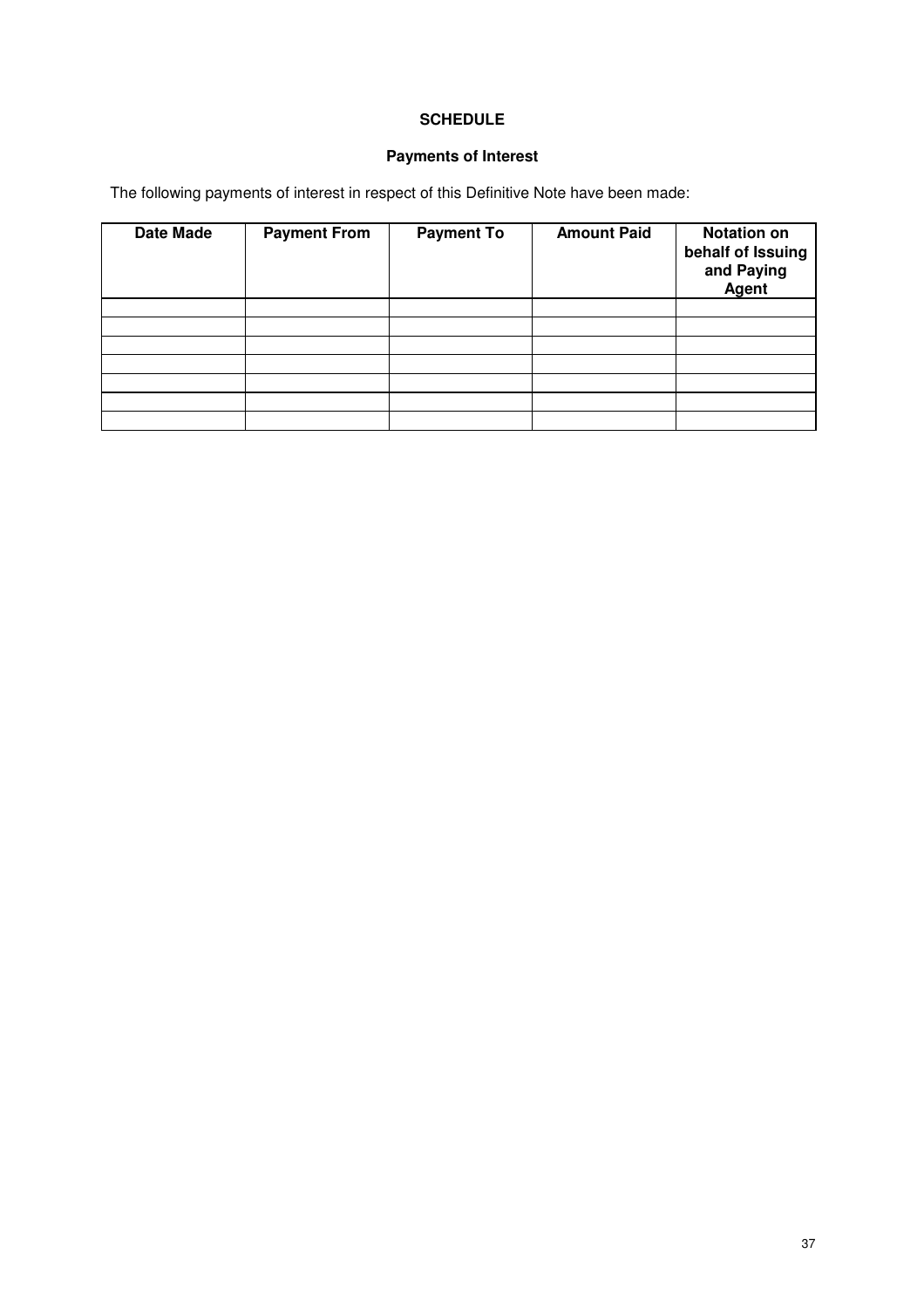**SCHEDULE**

**Payments of Interest**

The following payments of interest in respect of this Definitive Note have been made:

| Date Made | Payment From | Payment To | Amount Paid | Notation on behalf of Issuing and Paying Agent |
|---|---|---|---|---|
| | | | | |
| | | | | |
| | | | | |
| | | | | |
| | | | | |
| | | | | |
| | | | | |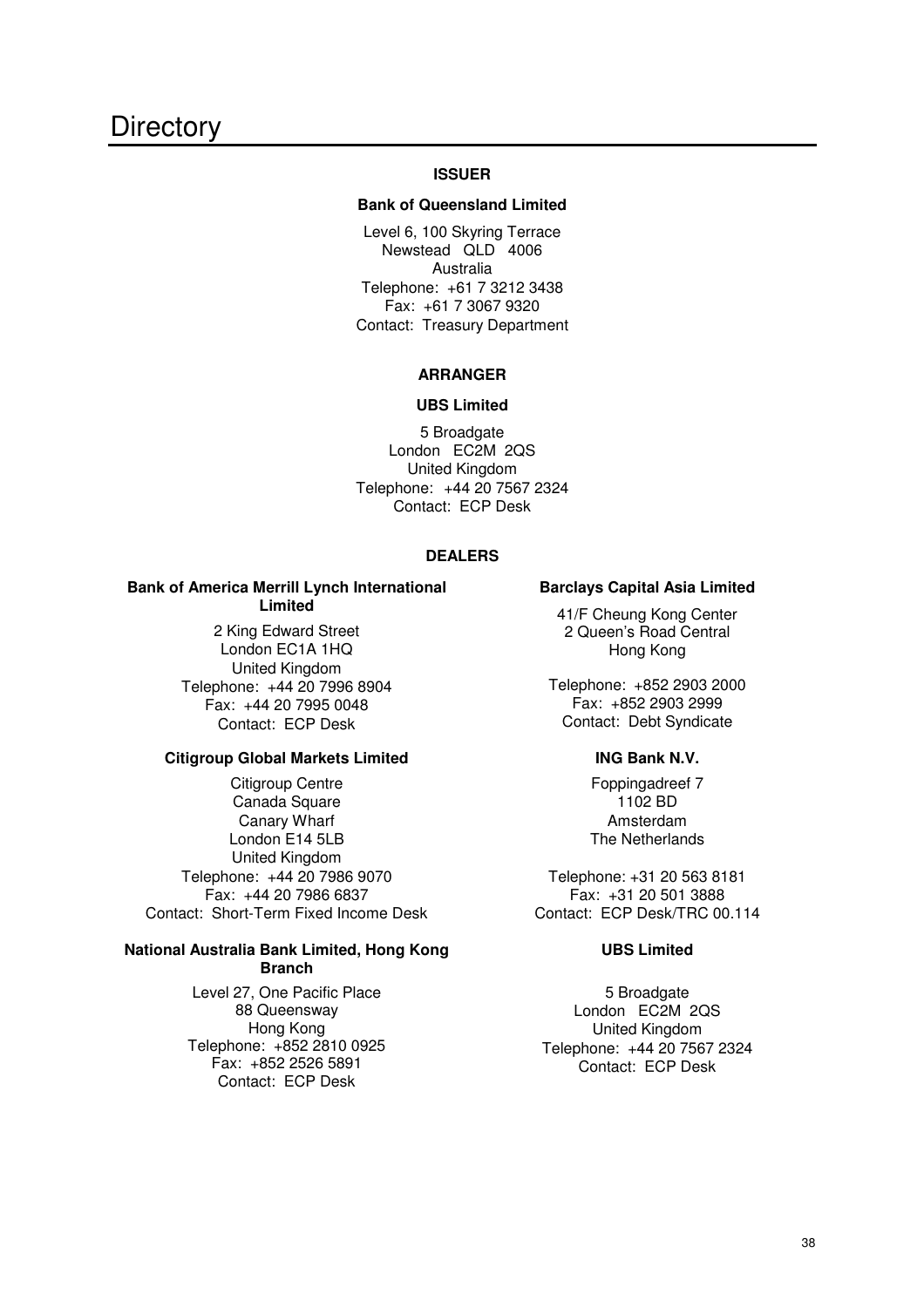# Directory

**ISSUER**

**Bank of Queensland Limited**

Level 6, 100 Skyring Terrace
Newstead QLD 4006
Australia
Telephone: +61 7 3212 3438
Fax: +61 7 3067 9320
Contact: Treasury Department

**ARRANGER**

**UBS Limited**

5 Broadgate
London EC2M 2QS
United Kingdom
Telephone: +44 20 7567 2324
Contact: ECP Desk

**DEALERS**

**Bank of America Merrill Lynch International Limited**

2 King Edward Street
London EC1A 1HQ
United Kingdom
Telephone: +44 20 7996 8904
Fax: +44 20 7995 0048
Contact: ECP Desk

**Barclays Capital Asia Limited**

41/F Cheung Kong Center
2 Queen's Road Central
Hong Kong

Telephone: +852 2903 2000
Fax: +852 2903 2999
Contact: Debt Syndicate

**Citigroup Global Markets Limited**

Citigroup Centre
Canada Square
Canary Wharf
London E14 5LB
United Kingdom
Telephone: +44 20 7986 9070
Fax: +44 20 7986 6837
Contact: Short-Term Fixed Income Desk

**ING Bank N.V.**

Foppingadreef 7
1102 BD
Amsterdam
The Netherlands

Telephone: +31 20 563 8181
Fax: +31 20 501 3888
Contact: ECP Desk/TRC 00.114

**National Australia Bank Limited, Hong Kong Branch**

Level 27, One Pacific Place
88 Queensway
Hong Kong
Telephone: +852 2810 0925
Fax: +852 2526 5891
Contact: ECP Desk

**UBS Limited**

5 Broadgate
London EC2M 2QS
United Kingdom
Telephone: +44 20 7567 2324
Contact: ECP Desk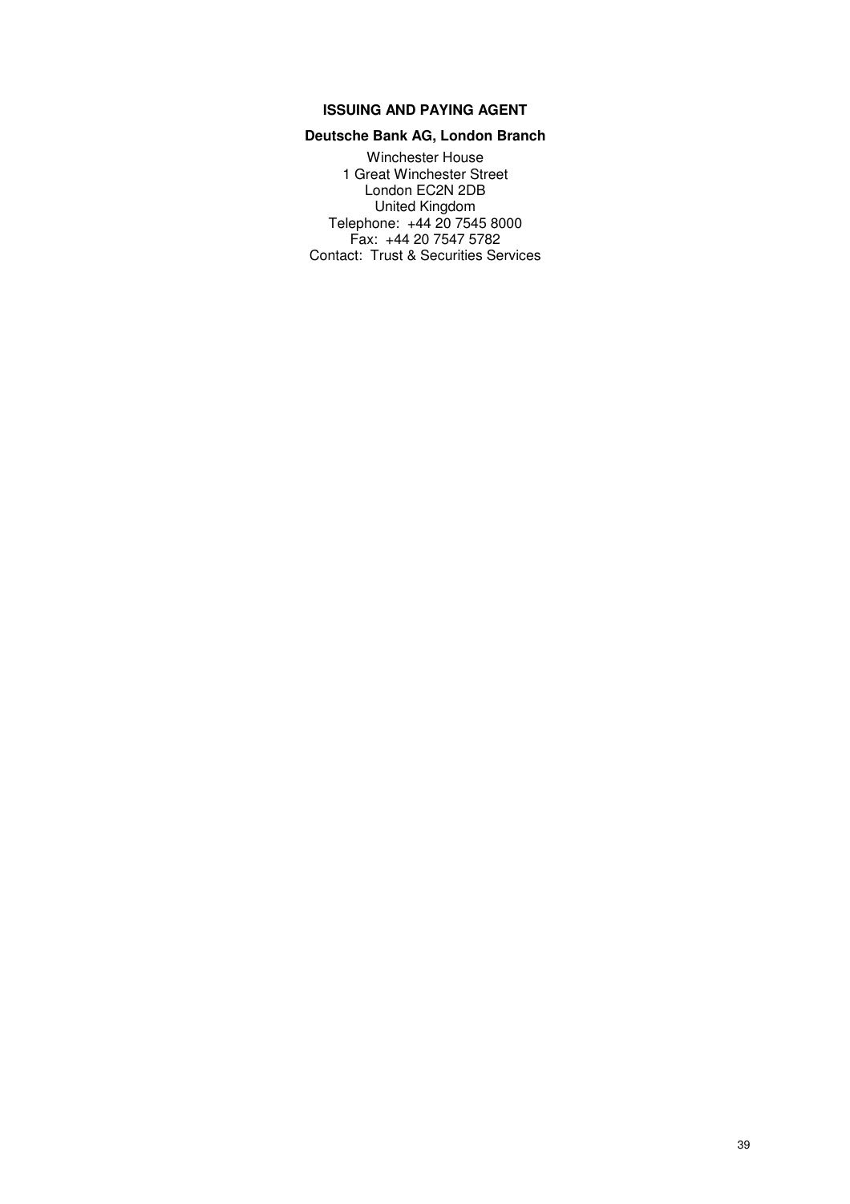**ISSUING AND PAYING AGENT**

**Deutsche Bank AG, London Branch**

Winchester House
1 Great Winchester Street
London EC2N 2DB
United Kingdom
Telephone: +44 20 7545 8000
Fax: +44 20 7547 5782
Contact: Trust & Securities Services